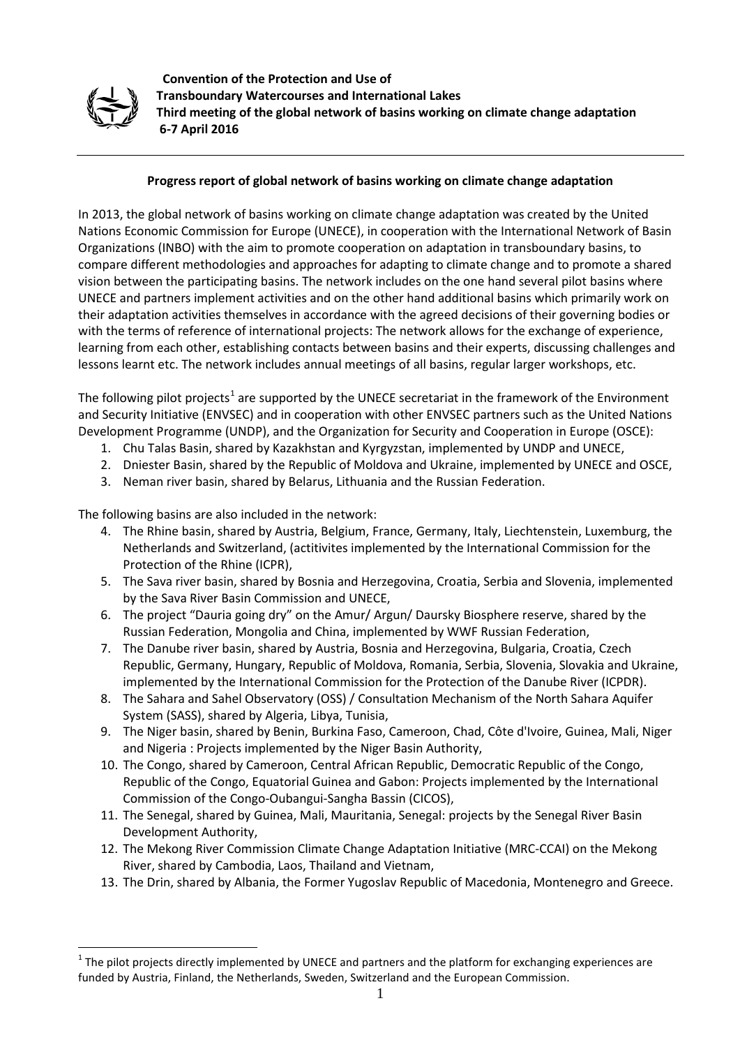**Convention of the Protection and Use of Transboundary Watercourses and International Lakes**
**Third meeting of the global network of basins working on climate change adaptation**
**6-7 April 2016**

---

## Progress report of global network of basins working on climate change adaptation

In 2013, the global network of basins working on climate change adaptation was created by the United Nations Economic Commission for Europe (UNECE), in cooperation with the International Network of Basin Organizations (INBO) with the aim to promote cooperation on adaptation in transboundary basins, to compare different methodologies and approaches for adapting to climate change and to promote a shared vision between the participating basins. The network includes on the one hand several pilot basins where UNECE and partners implement activities and on the other hand additional basins which primarily work on their adaptation activities themselves in accordance with the agreed decisions of their governing bodies or with the terms of reference of international projects: The network allows for the exchange of experience, learning from each other, establishing contacts between basins and their experts, discussing challenges and lessons learnt etc. The network includes annual meetings of all basins, regular larger workshops, etc.

The following pilot projects[1] are supported by the UNECE secretariat in the framework of the Environment and Security Initiative (ENVSEC) and in cooperation with other ENVSEC partners such as the United Nations Development Programme (UNDP), and the Organization for Security and Cooperation in Europe (OSCE):

1. Chu Talas Basin, shared by Kazakhstan and Kyrgyzstan, implemented by UNDP and UNECE,
2. Dniester Basin, shared by the Republic of Moldova and Ukraine, implemented by UNECE and OSCE,
3. Neman river basin, shared by Belarus, Lithuania and the Russian Federation.

The following basins are also included in the network:

4. The Rhine basin, shared by Austria, Belgium, France, Germany, Italy, Liechtenstein, Luxemburg, the Netherlands and Switzerland, (actitivites implemented by the International Commission for the Protection of the Rhine (ICPR),
5. The Sava river basin, shared by Bosnia and Herzegovina, Croatia, Serbia and Slovenia, implemented by the Sava River Basin Commission and UNECE,
6. The project "Dauria going dry" on the Amur/ Argun/ Daursky Biosphere reserve, shared by the Russian Federation, Mongolia and China, implemented by WWF Russian Federation,
7. The Danube river basin, shared by Austria, Bosnia and Herzegovina, Bulgaria, Croatia, Czech Republic, Germany, Hungary, Republic of Moldova, Romania, Serbia, Slovenia, Slovakia and Ukraine, implemented by the International Commission for the Protection of the Danube River (ICPDR).
8. The Sahara and Sahel Observatory (OSS) / Consultation Mechanism of the North Sahara Aquifer System (SASS), shared by Algeria, Libya, Tunisia,
9. The Niger basin, shared by Benin, Burkina Faso, Cameroon, Chad, Côte d'Ivoire, Guinea, Mali, Niger and Nigeria : Projects implemented by the Niger Basin Authority,
10. The Congo, shared by Cameroon, Central African Republic, Democratic Republic of the Congo, Republic of the Congo, Equatorial Guinea and Gabon: Projects implemented by the International Commission of the Congo-Oubangui-Sangha Bassin (CICOS),
11. The Senegal, shared by Guinea, Mali, Mauritania, Senegal: projects by the Senegal River Basin Development Authority,
12. The Mekong River Commission Climate Change Adaptation Initiative (MRC-CCAI) on the Mekong River, shared by Cambodia, Laos, Thailand and Vietnam,
13. The Drin, shared by Albania, the Former Yugoslav Republic of Macedonia, Montenegro and Greece.

---

[1] The pilot projects directly implemented by UNECE and partners and the platform for exchanging experiences are funded by Austria, Finland, the Netherlands, Sweden, Switzerland and the European Commission.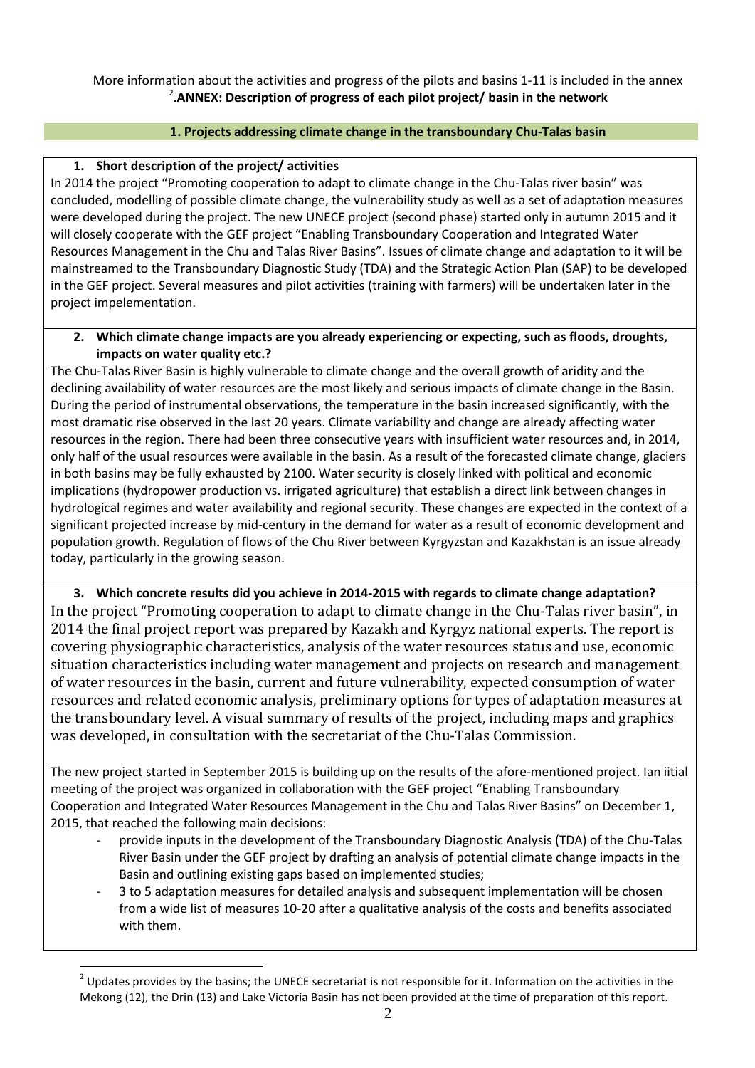More information about the activities and progress of the pilots and basins 1-11 is included in the annex [2].

## ANNEX: Description of progress of each pilot project/ basin in the network

### 1. Projects addressing climate change in the transboundary Chu-Talas basin

**1. Short description of the project/ activities**

In 2014 the project "Promoting cooperation to adapt to climate change in the Chu-Talas river basin" was concluded, modelling of possible climate change, the vulnerability study as well as a set of adaptation measures were developed during the project. The new UNECE project (second phase) started only in autumn 2015 and it will closely cooperate with the GEF project "Enabling Transboundary Cooperation and Integrated Water Resources Management in the Chu and Talas River Basins". Issues of climate change and adaptation to it will be mainstreamed to the Transboundary Diagnostic Study (TDA) and the Strategic Action Plan (SAP) to be developed in the GEF project. Several measures and pilot activities (training with farmers) will be undertaken later in the project impelementation.

**2. Which climate change impacts are you already experiencing or expecting, such as floods, droughts, impacts on water quality etc.?**

The Chu-Talas River Basin is highly vulnerable to climate change and the overall growth of aridity and the declining availability of water resources are the most likely and serious impacts of climate change in the Basin. During the period of instrumental observations, the temperature in the basin increased significantly, with the most dramatic rise observed in the last 20 years. Climate variability and change are already affecting water resources in the region. There had been three consecutive years with insufficient water resources and, in 2014, only half of the usual resources were available in the basin. As a result of the forecasted climate change, glaciers in both basins may be fully exhausted by 2100. Water security is closely linked with political and economic implications (hydropower production vs. irrigated agriculture) that establish a direct link between changes in hydrological regimes and water availability and regional security. These changes are expected in the context of a significant projected increase by mid-century in the demand for water as a result of economic development and population growth. Regulation of flows of the Chu River between Kyrgyzstan and Kazakhstan is an issue already today, particularly in the growing season.

**3. Which concrete results did you achieve in 2014-2015 with regards to climate change adaptation?**

In the project "Promoting cooperation to adapt to climate change in the Chu-Talas river basin", in 2014 the final project report was prepared by Kazakh and Kyrgyz national experts. The report is covering physiographic characteristics, analysis of the water resources status and use, economic situation characteristics including water management and projects on research and management of water resources in the basin, current and future vulnerability, expected consumption of water resources and related economic analysis, preliminary options for types of adaptation measures at the transboundary level. A visual summary of results of the project, including maps and graphics was developed, in consultation with the secretariat of the Chu-Talas Commission.

The new project started in September 2015 is building up on the results of the afore-mentioned project. Ian iitial meeting of the project was organized in collaboration with the GEF project "Enabling Transboundary Cooperation and Integrated Water Resources Management in the Chu and Talas River Basins" on December 1, 2015, that reached the following main decisions:

- provide inputs in the development of the Transboundary Diagnostic Analysis (TDA) of the Chu-Talas River Basin under the GEF project by drafting an analysis of potential climate change impacts in the Basin and outlining existing gaps based on implemented studies;
- 3 to 5 adaptation measures for detailed analysis and subsequent implementation will be chosen from a wide list of measures 10-20 after a qualitative analysis of the costs and benefits associated with them.

---

[2] Updates provides by the basins; the UNECE secretariat is not responsible for it. Information on the activities in the Mekong (12), the Drin (13) and Lake Victoria Basin has not been provided at the time of preparation of this report.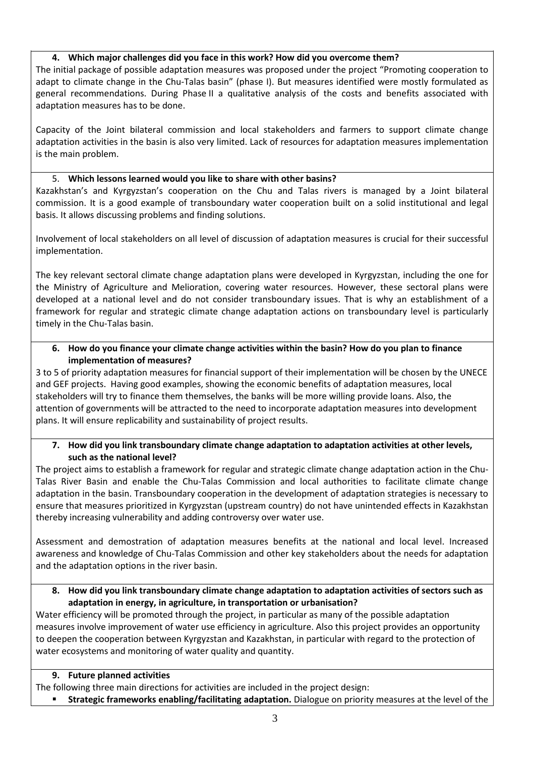**4. Which major challenges did you face in this work? How did you overcome them?**

The initial package of possible adaptation measures was proposed under the project "Promoting cooperation to adapt to climate change in the Chu-Talas basin" (phase I). But measures identified were mostly formulated as general recommendations. During Phase II a qualitative analysis of the costs and benefits associated with adaptation measures has to be done.

Capacity of the Joint bilateral commission and local stakeholders and farmers to support climate change adaptation activities in the basin is also very limited. Lack of resources for adaptation measures implementation is the main problem.

5. **Which lessons learned would you like to share with other basins?**

Kazakhstan's and Kyrgyzstan's cooperation on the Chu and Talas rivers is managed by a Joint bilateral commission. It is a good example of transboundary water cooperation built on a solid institutional and legal basis. It allows discussing problems and finding solutions.

Involvement of local stakeholders on all level of discussion of adaptation measures is crucial for their successful implementation.

The key relevant sectoral climate change adaptation plans were developed in Kyrgyzstan, including the one for the Ministry of Agriculture and Melioration, covering water resources. However, these sectoral plans were developed at a national level and do not consider transboundary issues. That is why an establishment of a framework for regular and strategic climate change adaptation actions on transboundary level is particularly timely in the Chu-Talas basin.

**6. How do you finance your climate change activities within the basin? How do you plan to finance implementation of measures?**

3 to 5 of priority adaptation measures for financial support of their implementation will be chosen by the UNECE and GEF projects. Having good examples, showing the economic benefits of adaptation measures, local stakeholders will try to finance them themselves, the banks will be more willing provide loans. Also, the attention of governments will be attracted to the need to incorporate adaptation measures into development plans. It will ensure replicability and sustainability of project results.

**7. How did you link transboundary climate change adaptation to adaptation activities at other levels, such as the national level?**

The project aims to establish a framework for regular and strategic climate change adaptation action in the Chu-Talas River Basin and enable the Chu-Talas Commission and local authorities to facilitate climate change adaptation in the basin. Transboundary cooperation in the development of adaptation strategies is necessary to ensure that measures prioritized in Kyrgyzstan (upstream country) do not have unintended effects in Kazakhstan thereby increasing vulnerability and adding controversy over water use.

Assessment and demostration of adaptation measures benefits at the national and local level. Increased awareness and knowledge of Chu-Talas Commission and other key stakeholders about the needs for adaptation and the adaptation options in the river basin.

**8. How did you link transboundary climate change adaptation to adaptation activities of sectors such as adaptation in energy, in agriculture, in transportation or urbanisation?**

Water efficiency will be promoted through the project, in particular as many of the possible adaptation measures involve improvement of water use efficiency in agriculture. Also this project provides an opportunity to deepen the cooperation between Kyrgyzstan and Kazakhstan, in particular with regard to the protection of water ecosystems and monitoring of water quality and quantity.

**9. Future planned activities**

The following three main directions for activities are included in the project design:

- **Strategic frameworks enabling/facilitating adaptation.** Dialogue on priority measures at the level of the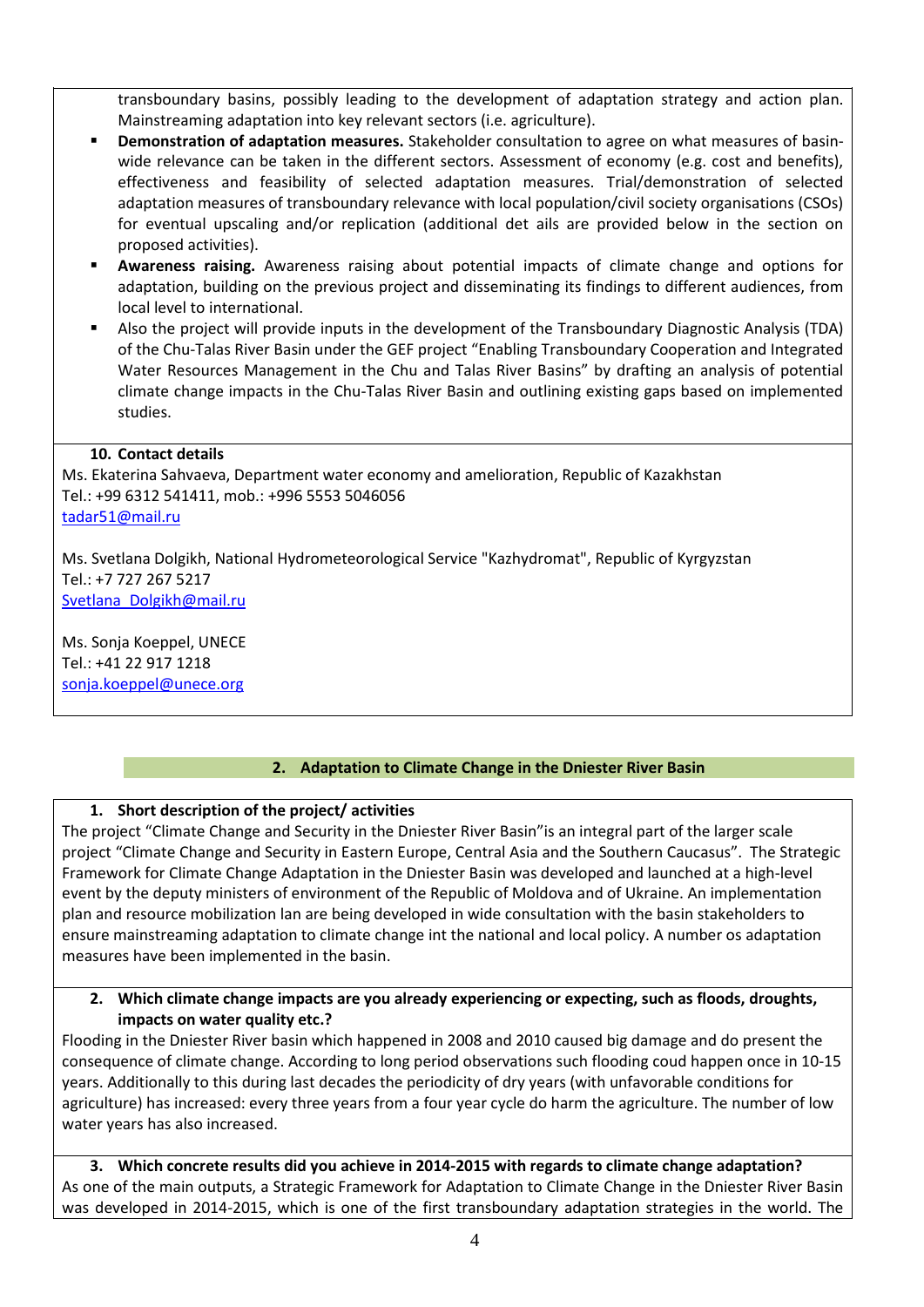transboundary basins, possibly leading to the development of adaptation strategy and action plan. Mainstreaming adaptation into key relevant sectors (i.e. agriculture).

- **Demonstration of adaptation measures.** Stakeholder consultation to agree on what measures of basin-wide relevance can be taken in the different sectors. Assessment of economy (e.g. cost and benefits), effectiveness and feasibility of selected adaptation measures. Trial/demonstration of selected adaptation measures of transboundary relevance with local population/civil society organisations (CSOs) for eventual upscaling and/or replication (additional det ails are provided below in the section on proposed activities).
- **Awareness raising.** Awareness raising about potential impacts of climate change and options for adaptation, building on the previous project and disseminating its findings to different audiences, from local level to international.
- Also the project will provide inputs in the development of the Transboundary Diagnostic Analysis (TDA) of the Chu-Talas River Basin under the GEF project "Enabling Transboundary Cooperation and Integrated Water Resources Management in the Chu and Talas River Basins" by drafting an analysis of potential climate change impacts in the Chu-Talas River Basin and outlining existing gaps based on implemented studies.

**10. Contact details**

Ms. Ekaterina Sahvaeva, Department water economy and amelioration, Republic of Kazakhstan
Tel.: +99 6312 541411, mob.: +996 5553 5046056
tadar51@mail.ru

Ms. Svetlana Dolgikh, National Hydrometeorological Service "Kazhydromat", Republic of Kyrgyzstan
Tel.: +7 727 267 5217
Svetlana_Dolgikh@mail.ru

Ms. Sonja Koeppel, UNECE
Tel.: +41 22 917 1218
sonja.koeppel@unece.org

## 2. Adaptation to Climate Change in the Dniester River Basin

**1. Short description of the project/ activities**

The project "Climate Change and Security in the Dniester River Basin"is an integral part of the larger scale project "Climate Change and Security in Eastern Europe, Central Asia and the Southern Caucasus". The Strategic Framework for Climate Change Adaptation in the Dniester Basin was developed and launched at a high-level event by the deputy ministers of environment of the Republic of Moldova and of Ukraine. An implementation plan and resource mobilization lan are being developed in wide consultation with the basin stakeholders to ensure mainstreaming adaptation to climate change int the national and local policy. A number os adaptation measures have been implemented in the basin.

**2. Which climate change impacts are you already experiencing or expecting, such as floods, droughts, impacts on water quality etc.?**

Flooding in the Dniester River basin which happened in 2008 and 2010 caused big damage and do present the consequence of climate change. According to long period observations such flooding coud happen once in 10-15 years. Additionally to this during last decades the periodicity of dry years (with unfavorable conditions for agriculture) has increased: every three years from a four year cycle do harm the agriculture. The number of low water years has also increased.

**3. Which concrete results did you achieve in 2014-2015 with regards to climate change adaptation?**

As one of the main outputs, a Strategic Framework for Adaptation to Climate Change in the Dniester River Basin was developed in 2014-2015, which is one of the first transboundary adaptation strategies in the world. The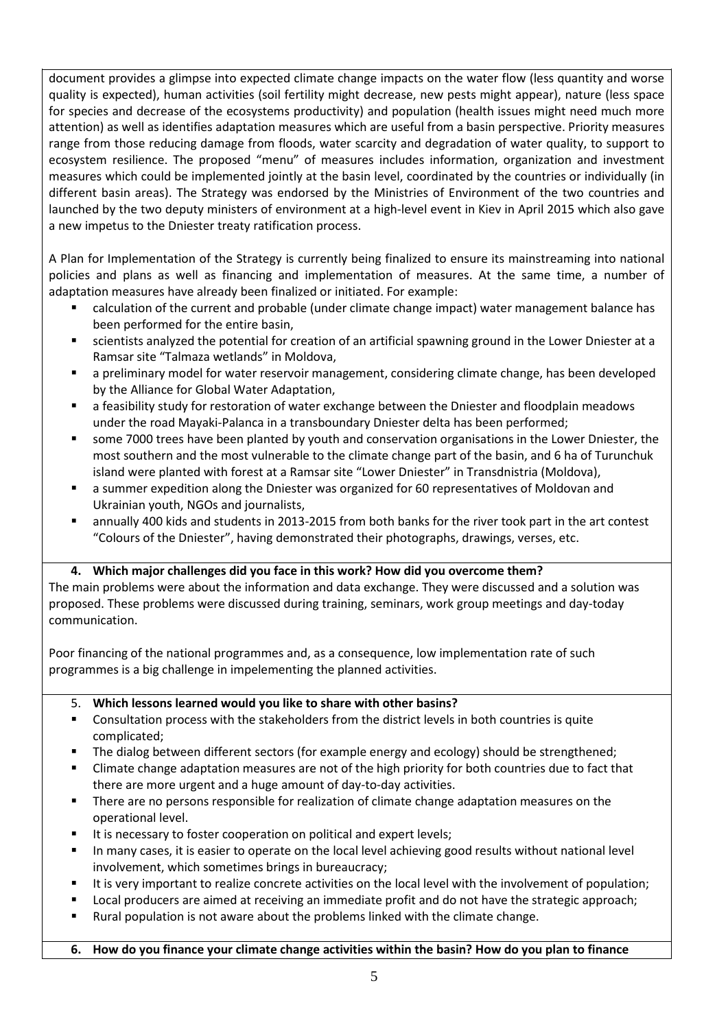document provides a glimpse into expected climate change impacts on the water flow (less quantity and worse quality is expected), human activities (soil fertility might decrease, new pests might appear), nature (less space for species and decrease of the ecosystems productivity) and population (health issues might need much more attention) as well as identifies adaptation measures which are useful from a basin perspective. Priority measures range from those reducing damage from floods, water scarcity and degradation of water quality, to support to ecosystem resilience. The proposed "menu" of measures includes information, organization and investment measures which could be implemented jointly at the basin level, coordinated by the countries or individually (in different basin areas). The Strategy was endorsed by the Ministries of Environment of the two countries and launched by the two deputy ministers of environment at a high-level event in Kiev in April 2015 which also gave a new impetus to the Dniester treaty ratification process.

A Plan for Implementation of the Strategy is currently being finalized to ensure its mainstreaming into national policies and plans as well as financing and implementation of measures. At the same time, a number of adaptation measures have already been finalized or initiated. For example:

- calculation of the current and probable (under climate change impact) water management balance has been performed for the entire basin,
- scientists analyzed the potential for creation of an artificial spawning ground in the Lower Dniester at a Ramsar site "Talmaza wetlands" in Moldova,
- a preliminary model for water reservoir management, considering climate change, has been developed by the Alliance for Global Water Adaptation,
- a feasibility study for restoration of water exchange between the Dniester and floodplain meadows under the road Mayaki-Palanca in a transboundary Dniester delta has been performed;
- some 7000 trees have been planted by youth and conservation organisations in the Lower Dniester, the most southern and the most vulnerable to the climate change part of the basin, and 6 ha of Turunchuk island were planted with forest at a Ramsar site "Lower Dniester" in Transdnistria (Moldova),
- a summer expedition along the Dniester was organized for 60 representatives of Moldovan and Ukrainian youth, NGOs and journalists,
- annually 400 kids and students in 2013-2015 from both banks for the river took part in the art contest "Colours of the Dniester", having demonstrated their photographs, drawings, verses, etc.

**4. Which major challenges did you face in this work? How did you overcome them?**

The main problems were about the information and data exchange. They were discussed and a solution was proposed. These problems were discussed during training, seminars, work group meetings and day-today communication.

Poor financing of the national programmes and, as a consequence, low implementation rate of such programmes is a big challenge in impelementing the planned activities.

**5. Which lessons learned would you like to share with other basins?**

- Consultation process with the stakeholders from the district levels in both countries is quite complicated;
- The dialog between different sectors (for example energy and ecology) should be strengthened;
- Climate change adaptation measures are not of the high priority for both countries due to fact that there are more urgent and a huge amount of day-to-day activities.
- There are no persons responsible for realization of climate change adaptation measures on the operational level.
- It is necessary to foster cooperation on political and expert levels;
- In many cases, it is easier to operate on the local level achieving good results without national level involvement, which sometimes brings in bureaucracy;
- It is very important to realize concrete activities on the local level with the involvement of population;
- Local producers are aimed at receiving an immediate profit and do not have the strategic approach;
- Rural population is not aware about the problems linked with the climate change.

**6. How do you finance your climate change activities within the basin? How do you plan to finance**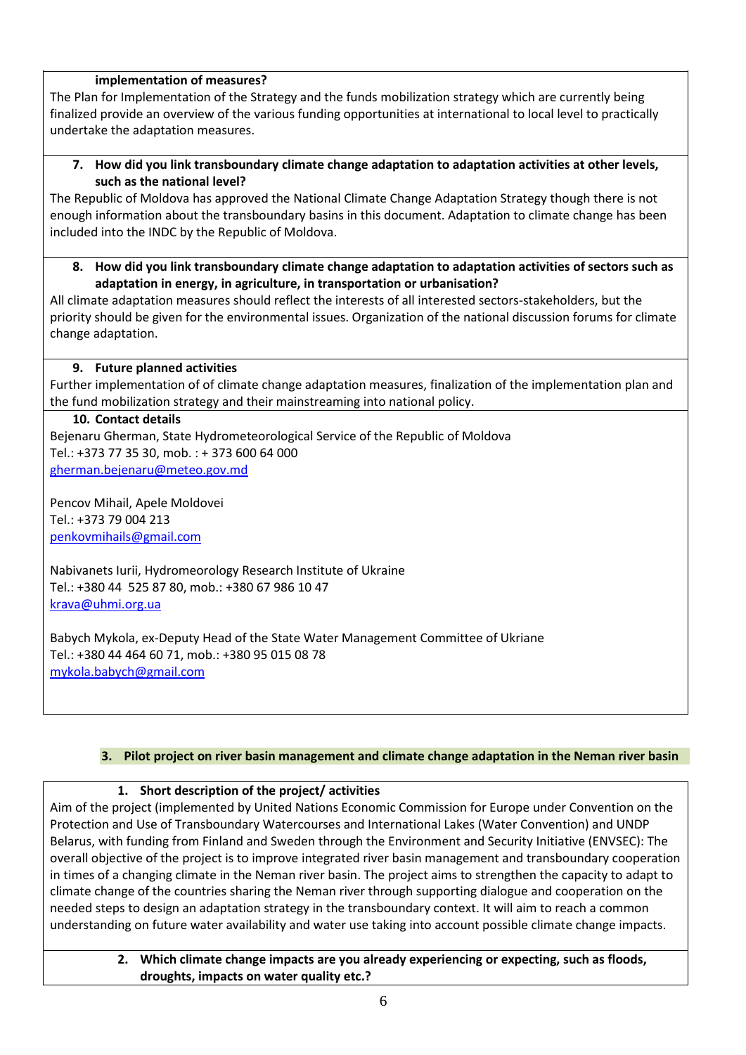**implementation of measures?**

The Plan for Implementation of the Strategy and the funds mobilization strategy which are currently being finalized provide an overview of the various funding opportunities at international to local level to practically undertake the adaptation measures.

**7. How did you link transboundary climate change adaptation to adaptation activities at other levels, such as the national level?**

The Republic of Moldova has approved the National Climate Change Adaptation Strategy though there is not enough information about the transboundary basins in this document. Adaptation to climate change has been included into the INDC by the Republic of Moldova.

**8. How did you link transboundary climate change adaptation to adaptation activities of sectors such as adaptation in energy, in agriculture, in transportation or urbanisation?**

All climate adaptation measures should reflect the interests of all interested sectors-stakeholders, but the priority should be given for the environmental issues. Organization of the national discussion forums for climate change adaptation.

**9. Future planned activities**

Further implementation of of climate change adaptation measures, finalization of the implementation plan and the fund mobilization strategy and their mainstreaming into national policy.

**10. Contact details**

Bejenaru Gherman, State Hydrometeorological Service of the Republic of Moldova
Tel.: +373 77 35 30, mob. : + 373 600 64 000
gherman.bejenaru@meteo.gov.md

Pencov Mihail, Apele Moldovei
Tel.: +373 79 004 213
penkovmihails@gmail.com

Nabivanets Iurii, Hydromeorology Research Institute of Ukraine
Tel.: +380 44 525 87 80, mob.: +380 67 986 10 47
krava@uhmi.org.ua

Babych Mykola, ex-Deputy Head of the State Water Management Committee of Ukriane
Tel.: +380 44 464 60 71, mob.: +380 95 015 08 78
mykola.babych@gmail.com

## 3. Pilot project on river basin management and climate change adaptation in the Neman river basin

**1. Short description of the project/ activities**

Aim of the project (implemented by United Nations Economic Commission for Europe under Convention on the Protection and Use of Transboundary Watercourses and International Lakes (Water Convention) and UNDP Belarus, with funding from Finland and Sweden through the Environment and Security Initiative (ENVSEC): The overall objective of the project is to improve integrated river basin management and transboundary cooperation in times of a changing climate in the Neman river basin. The project aims to strengthen the capacity to adapt to climate change of the countries sharing the Neman river through supporting dialogue and cooperation on the needed steps to design an adaptation strategy in the transboundary context. It will aim to reach a common understanding on future water availability and water use taking into account possible climate change impacts.

**2. Which climate change impacts are you already experiencing or expecting, such as floods, droughts, impacts on water quality etc.?**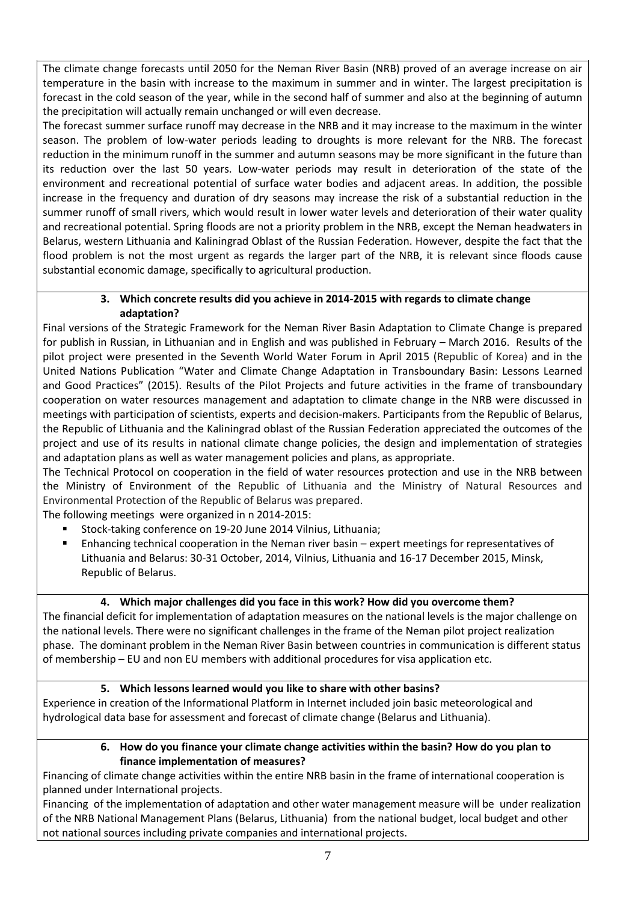The climate change forecasts until 2050 for the Neman River Basin (NRB) proved of an average increase on air temperature in the basin with increase to the maximum in summer and in winter. The largest precipitation is forecast in the cold season of the year, while in the second half of summer and also at the beginning of autumn the precipitation will actually remain unchanged or will even decrease.

The forecast summer surface runoff may decrease in the NRB and it may increase to the maximum in the winter season. The problem of low-water periods leading to droughts is more relevant for the NRB. The forecast reduction in the minimum runoff in the summer and autumn seasons may be more significant in the future than its reduction over the last 50 years. Low-water periods may result in deterioration of the state of the environment and recreational potential of surface water bodies and adjacent areas. In addition, the possible increase in the frequency and duration of dry seasons may increase the risk of a substantial reduction in the summer runoff of small rivers, which would result in lower water levels and deterioration of their water quality and recreational potential. Spring floods are not a priority problem in the NRB, except the Neman headwaters in Belarus, western Lithuania and Kaliningrad Oblast of the Russian Federation. However, despite the fact that the flood problem is not the most urgent as regards the larger part of the NRB, it is relevant since floods cause substantial economic damage, specifically to agricultural production.

**3. Which concrete results did you achieve in 2014-2015 with regards to climate change adaptation?**

Final versions of the Strategic Framework for the Neman River Basin Adaptation to Climate Change is prepared for publish in Russian, in Lithuanian and in English and was published in February – March 2016. Results of the pilot project were presented in the Seventh World Water Forum in April 2015 (Republic of Korea) and in the United Nations Publication "Water and Climate Change Adaptation in Transboundary Basin: Lessons Learned and Good Practices" (2015). Results of the Pilot Projects and future activities in the frame of transboundary cooperation on water resources management and adaptation to climate change in the NRB were discussed in meetings with participation of scientists, experts and decision-makers. Participants from the Republic of Belarus, the Republic of Lithuania and the Kaliningrad oblast of the Russian Federation appreciated the outcomes of the project and use of its results in national climate change policies, the design and implementation of strategies and adaptation plans as well as water management policies and plans, as appropriate.

The Technical Protocol on cooperation in the field of water resources protection and use in the NRB between the Ministry of Environment of the Republic of Lithuania and the Ministry of Natural Resources and Environmental Protection of the Republic of Belarus was prepared.

The following meetings were organized in n 2014-2015:

- Stock-taking conference on 19-20 June 2014 Vilnius, Lithuania;
- Enhancing technical cooperation in the Neman river basin – expert meetings for representatives of Lithuania and Belarus: 30-31 October, 2014, Vilnius, Lithuania and 16-17 December 2015, Minsk, Republic of Belarus.

**4. Which major challenges did you face in this work? How did you overcome them?**

The financial deficit for implementation of adaptation measures on the national levels is the major challenge on the national levels. There were no significant challenges in the frame of the Neman pilot project realization phase. The dominant problem in the Neman River Basin between countries in communication is different status of membership – EU and non EU members with additional procedures for visa application etc.

**5. Which lessons learned would you like to share with other basins?**

Experience in creation of the Informational Platform in Internet included join basic meteorological and hydrological data base for assessment and forecast of climate change (Belarus and Lithuania).

**6. How do you finance your climate change activities within the basin? How do you plan to finance implementation of measures?**

Financing of climate change activities within the entire NRB basin in the frame of international cooperation is planned under International projects.

Financing of the implementation of adaptation and other water management measure will be under realization of the NRB National Management Plans (Belarus, Lithuania) from the national budget, local budget and other not national sources including private companies and international projects.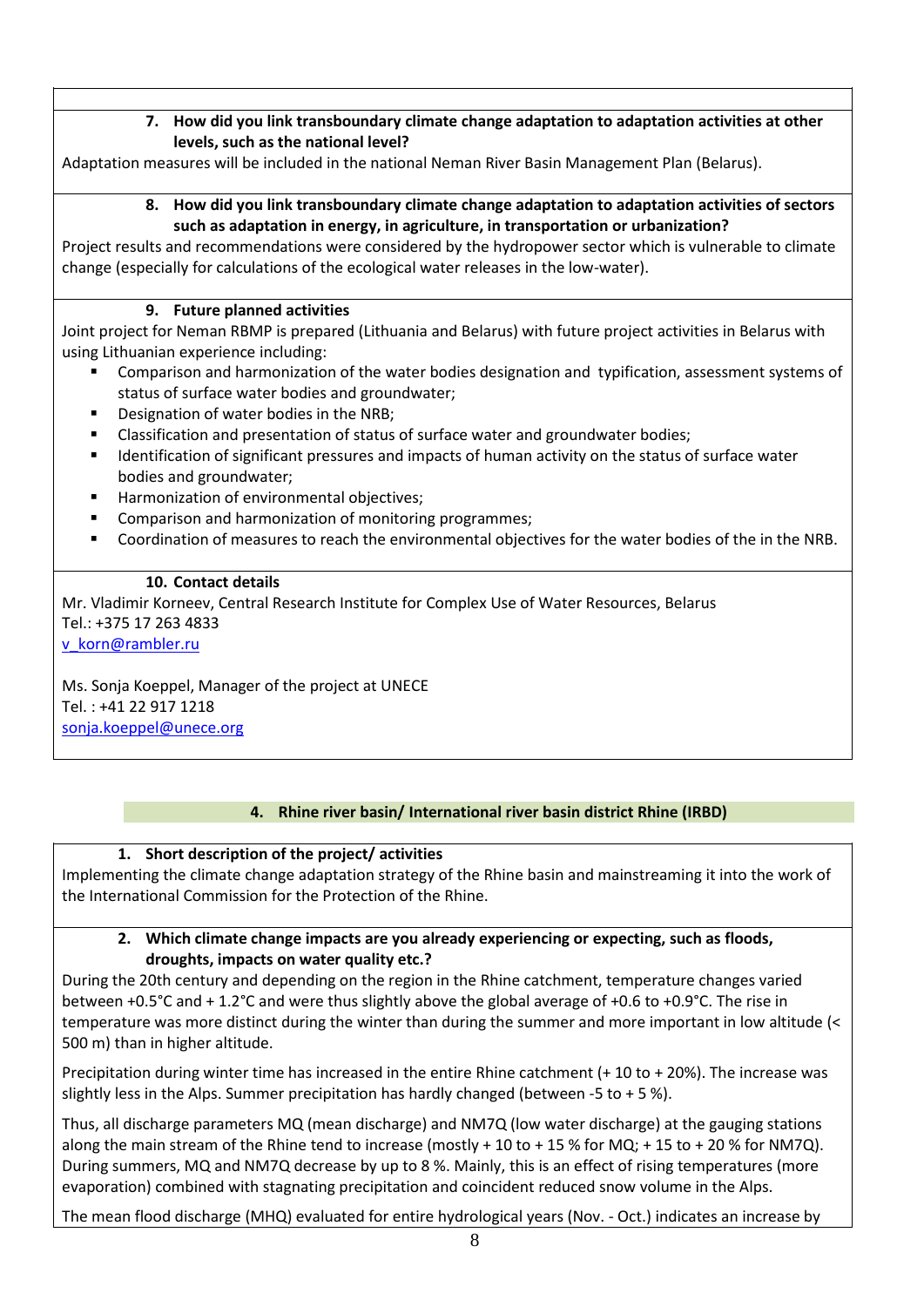### 7. How did you link transboundary climate change adaptation to adaptation activities at other levels, such as the national level?

Adaptation measures will be included in the national Neman River Basin Management Plan (Belarus).

### 8. How did you link transboundary climate change adaptation to adaptation activities of sectors such as adaptation in energy, in agriculture, in transportation or urbanization?

Project results and recommendations were considered by the hydropower sector which is vulnerable to climate change (especially for calculations of the ecological water releases in the low-water).

### 9. Future planned activities

Joint project for Neman RBMP is prepared (Lithuania and Belarus) with future project activities in Belarus with using Lithuanian experience including:

- Comparison and harmonization of the water bodies designation and typification, assessment systems of status of surface water bodies and groundwater;
- Designation of water bodies in the NRB;
- Classification and presentation of status of surface water and groundwater bodies;
- Identification of significant pressures and impacts of human activity on the status of surface water bodies and groundwater;
- Harmonization of environmental objectives;
- Comparison and harmonization of monitoring programmes;
- Coordination of measures to reach the environmental objectives for the water bodies of the in the NRB.

### 10. Contact details

Mr. Vladimir Korneev, Central Research Institute for Complex Use of Water Resources, Belarus
Tel.: +375 17 263 4833
v_korn@rambler.ru

Ms. Sonja Koeppel, Manager of the project at UNECE
Tel. : +41 22 917 1218
sonja.koeppel@unece.org

## 4. Rhine river basin/ International river basin district Rhine (IRBD)

### 1. Short description of the project/ activities

Implementing the climate change adaptation strategy of the Rhine basin and mainstreaming it into the work of the International Commission for the Protection of the Rhine.

### 2. Which climate change impacts are you already experiencing or expecting, such as floods, droughts, impacts on water quality etc.?

During the 20th century and depending on the region in the Rhine catchment, temperature changes varied between +0.5°C and + 1.2°C and were thus slightly above the global average of +0.6 to +0.9°C. The rise in temperature was more distinct during the winter than during the summer and more important in low altitude (< 500 m) than in higher altitude.

Precipitation during winter time has increased in the entire Rhine catchment (+ 10 to + 20%). The increase was slightly less in the Alps. Summer precipitation has hardly changed (between -5 to + 5 %).

Thus, all discharge parameters MQ (mean discharge) and NM7Q (low water discharge) at the gauging stations along the main stream of the Rhine tend to increase (mostly + 10 to + 15 % for MQ; + 15 to + 20 % for NM7Q). During summers, MQ and NM7Q decrease by up to 8 %. Mainly, this is an effect of rising temperatures (more evaporation) combined with stagnating precipitation and coincident reduced snow volume in the Alps.

The mean flood discharge (MHQ) evaluated for entire hydrological years (Nov. - Oct.) indicates an increase by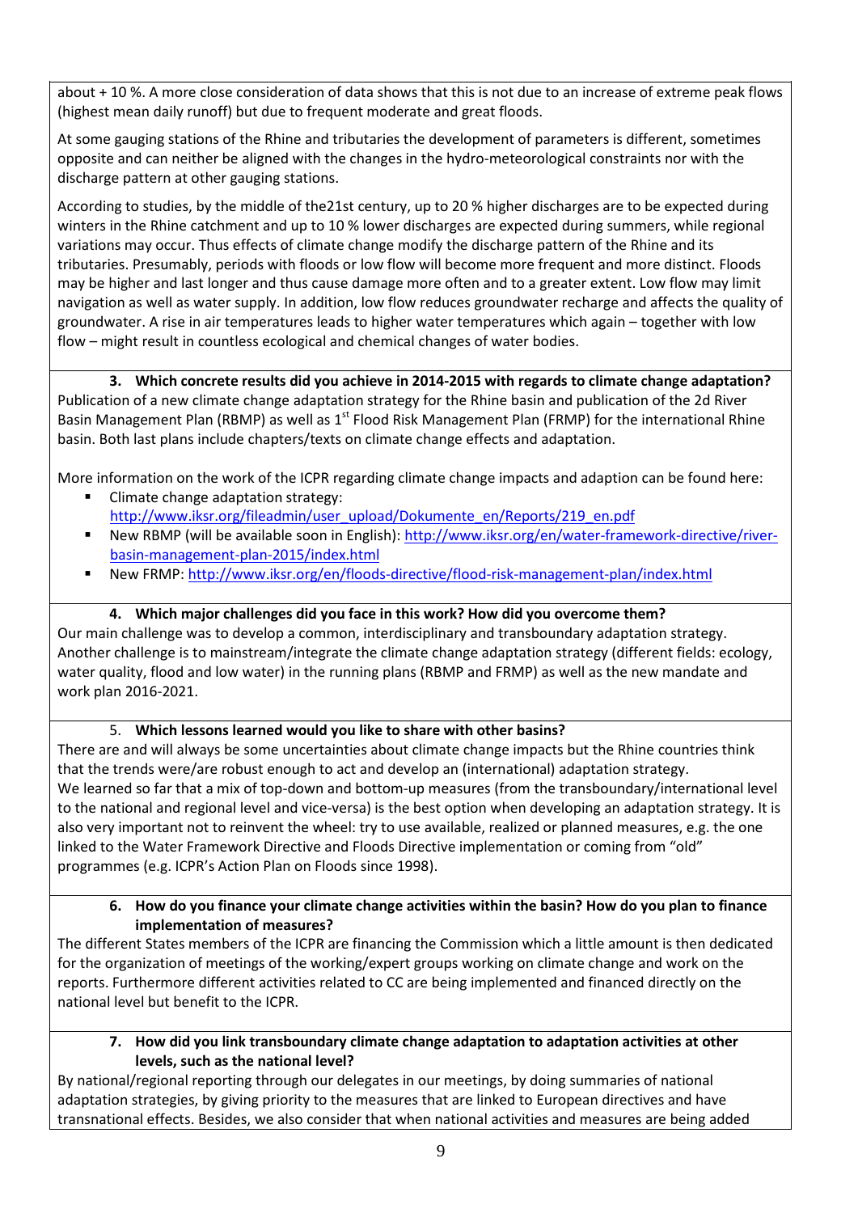about + 10 %. A more close consideration of data shows that this is not due to an increase of extreme peak flows (highest mean daily runoff) but due to frequent moderate and great floods.

At some gauging stations of the Rhine and tributaries the development of parameters is different, sometimes opposite and can neither be aligned with the changes in the hydro-meteorological constraints nor with the discharge pattern at other gauging stations.

According to studies, by the middle of the21st century, up to 20 % higher discharges are to be expected during winters in the Rhine catchment and up to 10 % lower discharges are expected during summers, while regional variations may occur. Thus effects of climate change modify the discharge pattern of the Rhine and its tributaries. Presumably, periods with floods or low flow will become more frequent and more distinct. Floods may be higher and last longer and thus cause damage more often and to a greater extent. Low flow may limit navigation as well as water supply. In addition, low flow reduces groundwater recharge and affects the quality of groundwater. A rise in air temperatures leads to higher water temperatures which again – together with low flow – might result in countless ecological and chemical changes of water bodies.

**3. Which concrete results did you achieve in 2014-2015 with regards to climate change adaptation?**

Publication of a new climate change adaptation strategy for the Rhine basin and publication of the 2d River Basin Management Plan (RBMP) as well as 1st Flood Risk Management Plan (FRMP) for the international Rhine basin. Both last plans include chapters/texts on climate change effects and adaptation.

More information on the work of the ICPR regarding climate change impacts and adaption can be found here:

- Climate change adaptation strategy: http://www.iksr.org/fileadmin/user_upload/Dokumente_en/Reports/219_en.pdf
- New RBMP (will be available soon in English): http://www.iksr.org/en/water-framework-directive/river-basin-management-plan-2015/index.html
- New FRMP: http://www.iksr.org/en/floods-directive/flood-risk-management-plan/index.html

**4. Which major challenges did you face in this work? How did you overcome them?**

Our main challenge was to develop a common, interdisciplinary and transboundary adaptation strategy. Another challenge is to mainstream/integrate the climate change adaptation strategy (different fields: ecology, water quality, flood and low water) in the running plans (RBMP and FRMP) as well as the new mandate and work plan 2016-2021.

**5. Which lessons learned would you like to share with other basins?**

There are and will always be some uncertainties about climate change impacts but the Rhine countries think that the trends were/are robust enough to act and develop an (international) adaptation strategy.
We learned so far that a mix of top-down and bottom-up measures (from the transboundary/international level to the national and regional level and vice-versa) is the best option when developing an adaptation strategy. It is also very important not to reinvent the wheel: try to use available, realized or planned measures, e.g. the one linked to the Water Framework Directive and Floods Directive implementation or coming from "old" programmes (e.g. ICPR's Action Plan on Floods since 1998).

**6. How do you finance your climate change activities within the basin? How do you plan to finance implementation of measures?**

The different States members of the ICPR are financing the Commission which a little amount is then dedicated for the organization of meetings of the working/expert groups working on climate change and work on the reports. Furthermore different activities related to CC are being implemented and financed directly on the national level but benefit to the ICPR.

**7. How did you link transboundary climate change adaptation to adaptation activities at other levels, such as the national level?**

By national/regional reporting through our delegates in our meetings, by doing summaries of national adaptation strategies, by giving priority to the measures that are linked to European directives and have transnational effects. Besides, we also consider that when national activities and measures are being added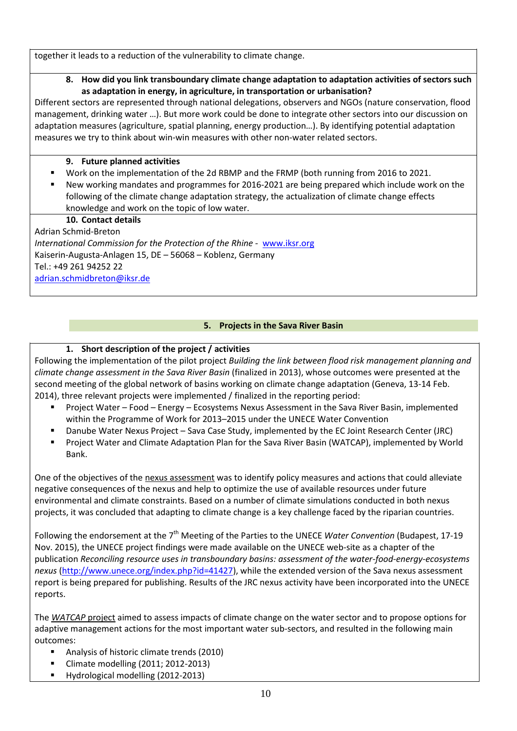together it leads to a reduction of the vulnerability to climate change.

**8. How did you link transboundary climate change adaptation to adaptation activities of sectors such as adaptation in energy, in agriculture, in transportation or urbanisation?**

Different sectors are represented through national delegations, observers and NGOs (nature conservation, flood management, drinking water …). But more work could be done to integrate other sectors into our discussion on adaptation measures (agriculture, spatial planning, energy production…). By identifying potential adaptation measures we try to think about win-win measures with other non-water related sectors.

**9. Future planned activities**

- Work on the implementation of the 2d RBMP and the FRMP (both running from 2016 to 2021.
- New working mandates and programmes for 2016-2021 are being prepared which include work on the following of the climate change adaptation strategy, the actualization of climate change effects knowledge and work on the topic of low water.

**10. Contact details**

Adrian Schmid-Breton
*International Commission for the Protection of the Rhine* - www.iksr.org
Kaiserin-Augusta-Anlagen 15, DE – 56068 – Koblenz, Germany
Tel.: +49 261 94252 22
adrian.schmidbreton@iksr.de

## 5. Projects in the Sava River Basin

**1. Short description of the project / activities**

Following the implementation of the pilot project *Building the link between flood risk management planning and climate change assessment in the Sava River Basin* (finalized in 2013), whose outcomes were presented at the second meeting of the global network of basins working on climate change adaptation (Geneva, 13-14 Feb. 2014), three relevant projects were implemented / finalized in the reporting period:

- Project Water – Food – Energy – Ecosystems Nexus Assessment in the Sava River Basin, implemented within the Programme of Work for 2013–2015 under the UNECE Water Convention
- Danube Water Nexus Project – Sava Case Study, implemented by the EC Joint Research Center (JRC)
- Project Water and Climate Adaptation Plan for the Sava River Basin (WATCAP), implemented by World Bank.

One of the objectives of the nexus assessment was to identify policy measures and actions that could alleviate negative consequences of the nexus and help to optimize the use of available resources under future environmental and climate constraints. Based on a number of climate simulations conducted in both nexus projects, it was concluded that adapting to climate change is a key challenge faced by the riparian countries.

Following the endorsement at the 7th Meeting of the Parties to the UNECE *Water Convention* (Budapest, 17-19 Nov. 2015), the UNECE project findings were made available on the UNECE web-site as a chapter of the publication *Reconciling resource uses in transboundary basins: assessment of the water-food-energy-ecosystems nexus* (http://www.unece.org/index.php?id=41427), while the extended version of the Sava nexus assessment report is being prepared for publishing. Results of the JRC nexus activity have been incorporated into the UNECE reports.

The *WATCAP* project aimed to assess impacts of climate change on the water sector and to propose options for adaptive management actions for the most important water sub-sectors, and resulted in the following main outcomes:

- Analysis of historic climate trends (2010)
- Climate modelling (2011; 2012-2013)
- Hydrological modelling (2012-2013)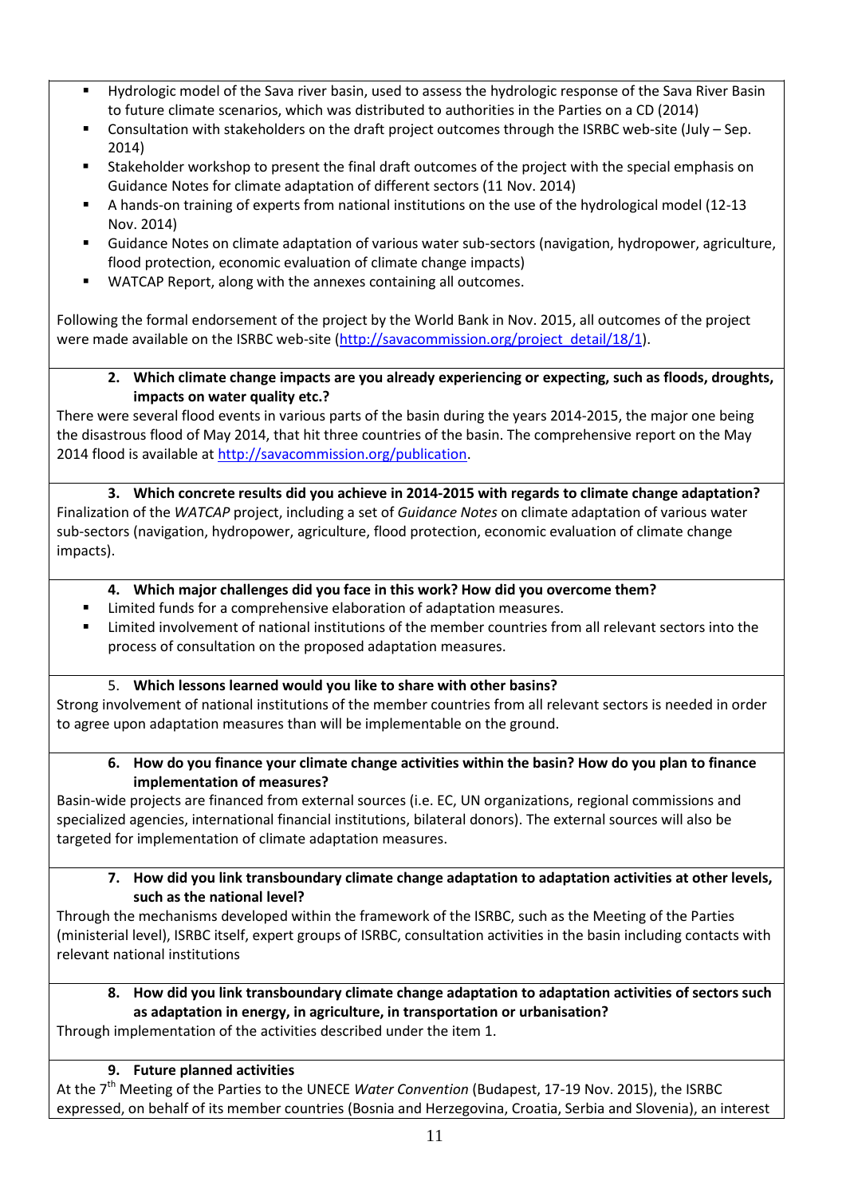- Hydrologic model of the Sava river basin, used to assess the hydrologic response of the Sava River Basin to future climate scenarios, which was distributed to authorities in the Parties on a CD (2014)
- Consultation with stakeholders on the draft project outcomes through the ISRBC web-site (July – Sep. 2014)
- Stakeholder workshop to present the final draft outcomes of the project with the special emphasis on Guidance Notes for climate adaptation of different sectors (11 Nov. 2014)
- A hands-on training of experts from national institutions on the use of the hydrological model (12-13 Nov. 2014)
- Guidance Notes on climate adaptation of various water sub-sectors (navigation, hydropower, agriculture, flood protection, economic evaluation of climate change impacts)
- WATCAP Report, along with the annexes containing all outcomes.

Following the formal endorsement of the project by the World Bank in Nov. 2015, all outcomes of the project were made available on the ISRBC web-site (http://savacommission.org/project_detail/18/1).

**2. Which climate change impacts are you already experiencing or expecting, such as floods, droughts, impacts on water quality etc.?**

There were several flood events in various parts of the basin during the years 2014-2015, the major one being the disastrous flood of May 2014, that hit three countries of the basin. The comprehensive report on the May 2014 flood is available at http://savacommission.org/publication.

**3. Which concrete results did you achieve in 2014-2015 with regards to climate change adaptation?**

Finalization of the *WATCAP* project, including a set of *Guidance Notes* on climate adaptation of various water sub-sectors (navigation, hydropower, agriculture, flood protection, economic evaluation of climate change impacts).

**4. Which major challenges did you face in this work? How did you overcome them?**

- Limited funds for a comprehensive elaboration of adaptation measures.
- Limited involvement of national institutions of the member countries from all relevant sectors into the process of consultation on the proposed adaptation measures.

5. **Which lessons learned would you like to share with other basins?**

Strong involvement of national institutions of the member countries from all relevant sectors is needed in order to agree upon adaptation measures than will be implementable on the ground.

**6. How do you finance your climate change activities within the basin? How do you plan to finance implementation of measures?**

Basin-wide projects are financed from external sources (i.e. EC, UN organizations, regional commissions and specialized agencies, international financial institutions, bilateral donors). The external sources will also be targeted for implementation of climate adaptation measures.

**7. How did you link transboundary climate change adaptation to adaptation activities at other levels, such as the national level?**

Through the mechanisms developed within the framework of the ISRBC, such as the Meeting of the Parties (ministerial level), ISRBC itself, expert groups of ISRBC, consultation activities in the basin including contacts with relevant national institutions

**8. How did you link transboundary climate change adaptation to adaptation activities of sectors such as adaptation in energy, in agriculture, in transportation or urbanisation?**

Through implementation of the activities described under the item 1.

**9. Future planned activities**

At the 7th Meeting of the Parties to the UNECE *Water Convention* (Budapest, 17-19 Nov. 2015), the ISRBC expressed, on behalf of its member countries (Bosnia and Herzegovina, Croatia, Serbia and Slovenia), an interest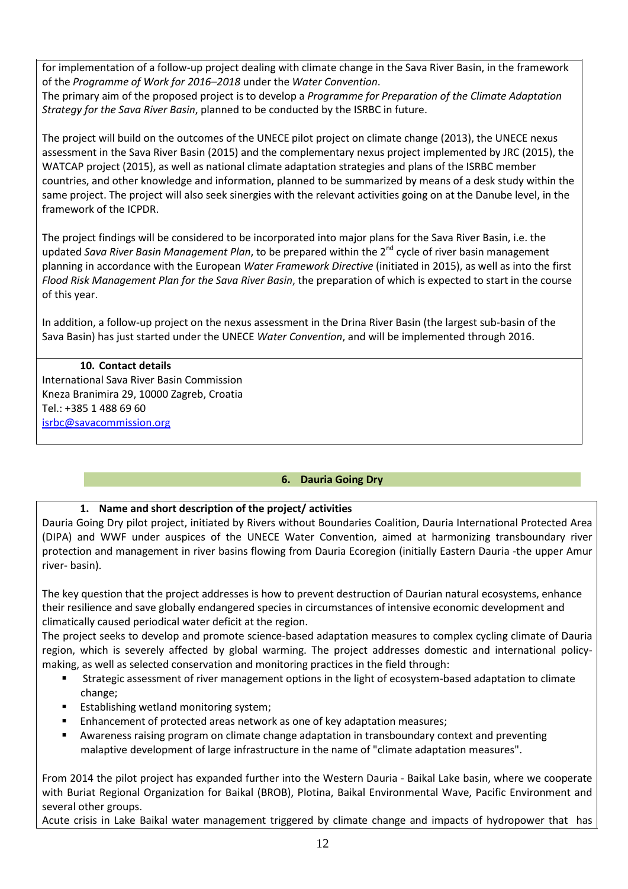for implementation of a follow-up project dealing with climate change in the Sava River Basin, in the framework of the *Programme of Work for 2016–2018* under the *Water Convention*.
The primary aim of the proposed project is to develop a *Programme for Preparation of the Climate Adaptation Strategy for the Sava River Basin*, planned to be conducted by the ISRBC in future.

The project will build on the outcomes of the UNECE pilot project on climate change (2013), the UNECE nexus assessment in the Sava River Basin (2015) and the complementary nexus project implemented by JRC (2015), the WATCAP project (2015), as well as national climate adaptation strategies and plans of the ISRBC member countries, and other knowledge and information, planned to be summarized by means of a desk study within the same project. The project will also seek sinergies with the relevant activities going on at the Danube level, in the framework of the ICPDR.

The project findings will be considered to be incorporated into major plans for the Sava River Basin, i.e. the updated *Sava River Basin Management Plan*, to be prepared within the 2nd cycle of river basin management planning in accordance with the European *Water Framework Directive* (initiated in 2015), as well as into the first *Flood Risk Management Plan for the Sava River Basin*, the preparation of which is expected to start in the course of this year.

In addition, a follow-up project on the nexus assessment in the Drina River Basin (the largest sub-basin of the Sava Basin) has just started under the UNECE *Water Convention*, and will be implemented through 2016.

**10. Contact details**

International Sava River Basin Commission
Kneza Branimira 29, 10000 Zagreb, Croatia
Tel.: +385 1 488 69 60
isrbc@savacommission.org

## 6. Dauria Going Dry

**1. Name and short description of the project/ activities**

Dauria Going Dry pilot project, initiated by Rivers without Boundaries Coalition, Dauria International Protected Area (DIPA) and WWF under auspices of the UNECE Water Convention, aimed at harmonizing transboundary river protection and management in river basins flowing from Dauria Ecoregion (initially Eastern Dauria -the upper Amur river- basin).

The key question that the project addresses is how to prevent destruction of Daurian natural ecosystems, enhance their resilience and save globally endangered species in circumstances of intensive economic development and climatically caused periodical water deficit at the region.
The project seeks to develop and promote science-based adaptation measures to complex cycling climate of Dauria region, which is severely affected by global warming. The project addresses domestic and international policy-making, as well as selected conservation and monitoring practices in the field through:

- Strategic assessment of river management options in the light of ecosystem-based adaptation to climate change;
- Establishing wetland monitoring system;
- Enhancement of protected areas network as one of key adaptation measures;
- Awareness raising program on climate change adaptation in transboundary context and preventing malaptive development of large infrastructure in the name of "climate adaptation measures".

From 2014 the pilot project has expanded further into the Western Dauria - Baikal Lake basin, where we cooperate with Buriat Regional Organization for Baikal (BROB), Plotina, Baikal Environmental Wave, Pacific Environment and several other groups.
Acute crisis in Lake Baikal water management triggered by climate change and impacts of hydropower that has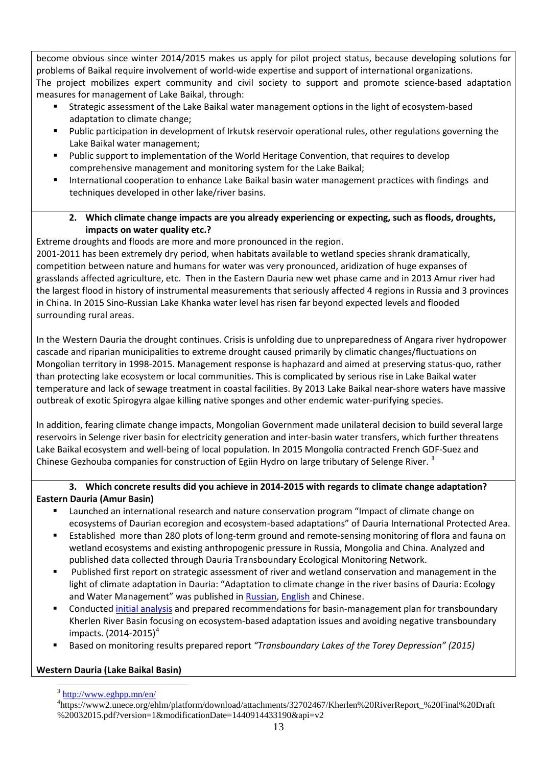become obvious since winter 2014/2015 makes us apply for pilot project status, because developing solutions for problems of Baikal require involvement of world-wide expertise and support of international organizations.
The project mobilizes expert community and civil society to support and promote science-based adaptation measures for management of Lake Baikal, through:

- Strategic assessment of the Lake Baikal water management options in the light of ecosystem-based adaptation to climate change;
- Public participation in development of Irkutsk reservoir operational rules, other regulations governing the Lake Baikal water management;
- Public support to implementation of the World Heritage Convention, that requires to develop comprehensive management and monitoring system for the Lake Baikal;
- International cooperation to enhance Lake Baikal basin water management practices with findings and techniques developed in other lake/river basins.

**2. Which climate change impacts are you already experiencing or expecting, such as floods, droughts, impacts on water quality etc.?**

Extreme droughts and floods are more and more pronounced in the region.
2001-2011 has been extremely dry period, when habitats available to wetland species shrank dramatically, competition between nature and humans for water was very pronounced, aridization of huge expanses of grasslands affected agriculture, etc. Then in the Eastern Dauria new wet phase came and in 2013 Amur river had the largest flood in history of instrumental measurements that seriously affected 4 regions in Russia and 3 provinces in China. In 2015 Sino-Russian Lake Khanka water level has risen far beyond expected levels and flooded surrounding rural areas.

In the Western Dauria the drought continues. Crisis is unfolding due to unpreparedness of Angara river hydropower cascade and riparian municipalities to extreme drought caused primarily by climatic changes/fluctuations on Mongolian territory in 1998-2015. Management response is haphazard and aimed at preserving status-quo, rather than protecting lake ecosystem or local communities. This is complicated by serious rise in Lake Baikal water temperature and lack of sewage treatment in coastal facilities. By 2013 Lake Baikal near-shore waters have massive outbreak of exotic Spirogyra algae killing native sponges and other endemic water-purifying species.

In addition, fearing climate change impacts, Mongolian Government made unilateral decision to build several large reservoirs in Selenge river basin for electricity generation and inter-basin water transfers, which further threatens Lake Baikal ecosystem and well-being of local population. In 2015 Mongolia contracted French GDF-Suez and Chinese Gezhouba companies for construction of Egiin Hydro on large tributary of Selenge River. [3]

**3. Which concrete results did you achieve in 2014-2015 with regards to climate change adaptation?**

**Eastern Dauria (Amur Basin)**

- Launched an international research and nature conservation program "Impact of climate change on ecosystems of Daurian ecoregion and ecosystem-based adaptations" of Dauria International Protected Area.
- Established more than 280 plots of long-term ground and remote-sensing monitoring of flora and fauna on wetland ecosystems and existing anthropogenic pressure in Russia, Mongolia and China. Analyzed and published data collected through Dauria Transboundary Ecological Monitoring Network.
- Published first report on strategic assessment of river and wetland conservation and management in the light of climate adaptation in Dauria: "Adaptation to climate change in the river basins of Dauria: Ecology and Water Management" was published in Russian, English and Chinese.
- Conducted initial analysis and prepared recommendations for basin-management plan for transboundary Kherlen River Basin focusing on ecosystem-based adaptation issues and avoiding negative transboundary impacts. (2014-2015)[4]
- Based on monitoring results prepared report *"Transboundary Lakes of the Torey Depression" (2015)*

**Western Dauria (Lake Baikal Basin)**

[3] http://www.eghpp.mn/en/

[4] https://www2.unece.org/ehlm/platform/download/attachments/32702467/Kherlen%20RiverReport_%20Final%20Draft%20032015.pdf?version=1&modificationDate=1440914433190&api=v2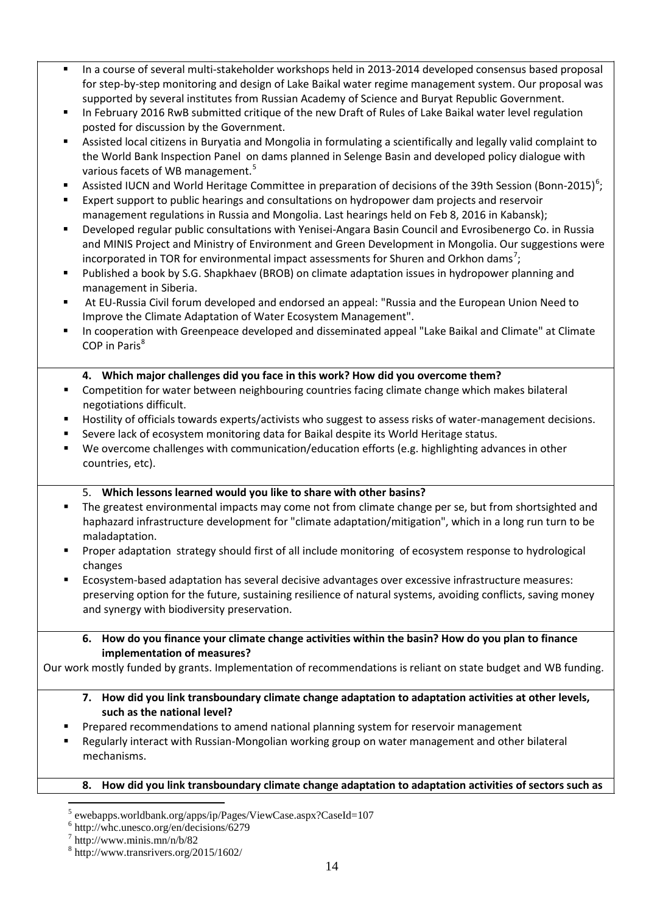- In a course of several multi-stakeholder workshops held in 2013-2014 developed consensus based proposal for step-by-step monitoring and design of Lake Baikal water regime management system. Our proposal was supported by several institutes from Russian Academy of Science and Buryat Republic Government.
- In February 2016 RwB submitted critique of the new Draft of Rules of Lake Baikal water level regulation posted for discussion by the Government.
- Assisted local citizens in Buryatia and Mongolia in formulating a scientifically and legally valid complaint to the World Bank Inspection Panel on dams planned in Selenge Basin and developed policy dialogue with various facets of WB management.[5]
- Assisted IUCN and World Heritage Committee in preparation of decisions of the 39th Session (Bonn-2015)[6];
- Expert support to public hearings and consultations on hydropower dam projects and reservoir management regulations in Russia and Mongolia. Last hearings held on Feb 8, 2016 in Kabansk);
- Developed regular public consultations with Yenisei-Angara Basin Council and Evrosibenergo Co. in Russia and MINIS Project and Ministry of Environment and Green Development in Mongolia. Our suggestions were incorporated in TOR for environmental impact assessments for Shuren and Orkhon dams[7];
- Published a book by S.G. Shapkhaev (BROB) on climate adaptation issues in hydropower planning and management in Siberia.
- At EU-Russia Civil forum developed and endorsed an appeal: "Russia and the European Union Need to Improve the Climate Adaptation of Water Ecosystem Management".
- In cooperation with Greenpeace developed and disseminated appeal "Lake Baikal and Climate" at Climate COP in Paris[8]

**4. Which major challenges did you face in this work? How did you overcome them?**

- Competition for water between neighbouring countries facing climate change which makes bilateral negotiations difficult.
- Hostility of officials towards experts/activists who suggest to assess risks of water-management decisions.
- Severe lack of ecosystem monitoring data for Baikal despite its World Heritage status.
- We overcome challenges with communication/education efforts (e.g. highlighting advances in other countries, etc).

5. **Which lessons learned would you like to share with other basins?**

- The greatest environmental impacts may come not from climate change per se, but from shortsighted and haphazard infrastructure development for "climate adaptation/mitigation", which in a long run turn to be maladaptation.
- Proper adaptation strategy should first of all include monitoring of ecosystem response to hydrological changes
- Ecosystem-based adaptation has several decisive advantages over excessive infrastructure measures: preserving option for the future, sustaining resilience of natural systems, avoiding conflicts, saving money and synergy with biodiversity preservation.

**6. How do you finance your climate change activities within the basin? How do you plan to finance implementation of measures?**

Our work mostly funded by grants. Implementation of recommendations is reliant on state budget and WB funding.

**7. How did you link transboundary climate change adaptation to adaptation activities at other levels, such as the national level?**

- Prepared recommendations to amend national planning system for reservoir management
- Regularly interact with Russian-Mongolian working group on water management and other bilateral mechanisms.

**8. How did you link transboundary climate change adaptation to adaptation activities of sectors such as**

---

[5] ewebapps.worldbank.org/apps/ip/Pages/ViewCase.aspx?CaseId=107

[6] http://whc.unesco.org/en/decisions/6279

[7] http://www.minis.mn/n/b/82

[8] http://www.transrivers.org/2015/1602/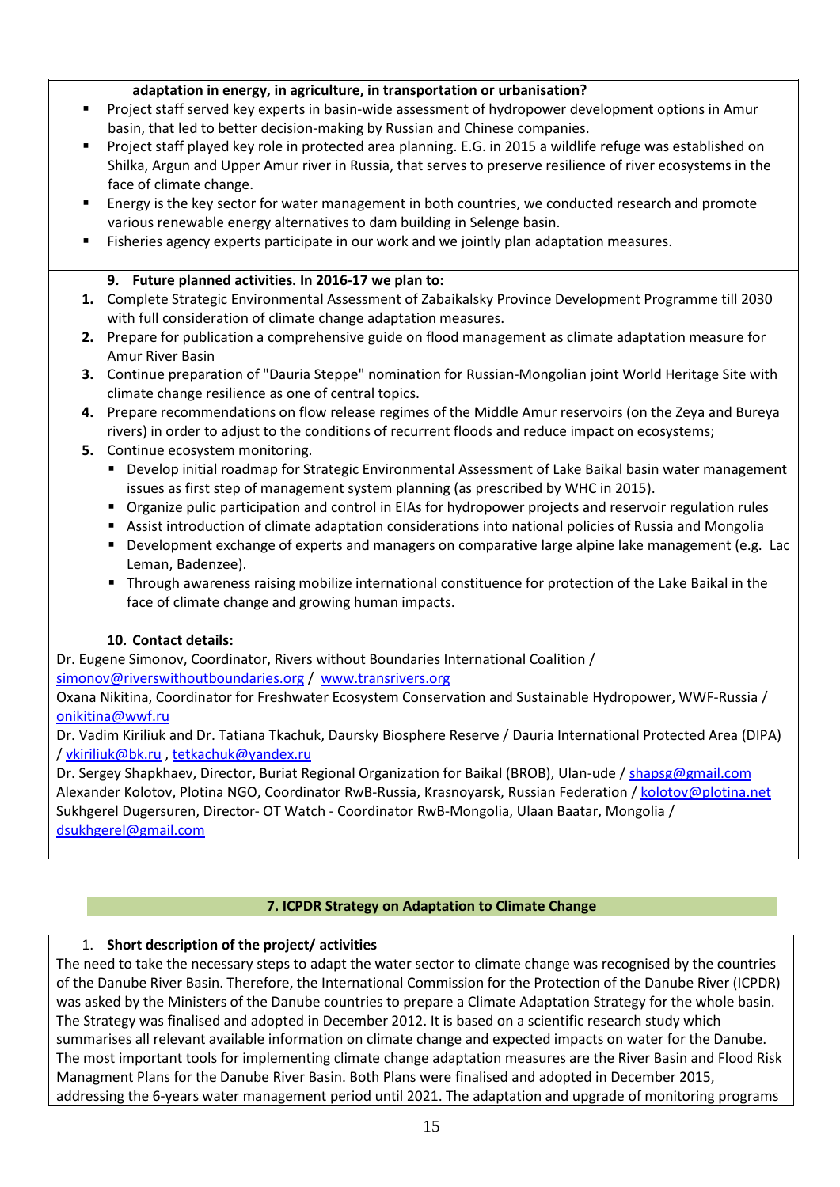**adaptation in energy, in agriculture, in transportation or urbanisation?**

- Project staff served key experts in basin-wide assessment of hydropower development options in Amur basin, that led to better decision-making by Russian and Chinese companies.
- Project staff played key role in protected area planning. E.G. in 2015 a wildlife refuge was established on Shilka, Argun and Upper Amur river in Russia, that serves to preserve resilience of river ecosystems in the face of climate change.
- Energy is the key sector for water management in both countries, we conducted research and promote various renewable energy alternatives to dam building in Selenge basin.
- Fisheries agency experts participate in our work and we jointly plan adaptation measures.

**9. Future planned activities. In 2016-17 we plan to:**

1. Complete Strategic Environmental Assessment of Zabaikalsky Province Development Programme till 2030 with full consideration of climate change adaptation measures.
2. Prepare for publication a comprehensive guide on flood management as climate adaptation measure for Amur River Basin
3. Continue preparation of "Dauria Steppe" nomination for Russian-Mongolian joint World Heritage Site with climate change resilience as one of central topics.
4. Prepare recommendations on flow release regimes of the Middle Amur reservoirs (on the Zeya and Bureya rivers) in order to adjust to the conditions of recurrent floods and reduce impact on ecosystems;
5. Continue ecosystem monitoring.
   - Develop initial roadmap for Strategic Environmental Assessment of Lake Baikal basin water management issues as first step of management system planning (as prescribed by WHC in 2015).
   - Organize pulic participation and control in EIAs for hydropower projects and reservoir regulation rules
   - Assist introduction of climate adaptation considerations into national policies of Russia and Mongolia
   - Development exchange of experts and managers on comparative large alpine lake management (e.g. Lac Leman, Badenzee).
   - Through awareness raising mobilize international constituence for protection of the Lake Baikal in the face of climate change and growing human impacts.

**10. Contact details:**

Dr. Eugene Simonov, Coordinator, Rivers without Boundaries International Coalition / simonov@riverswithoutboundaries.org / www.transrivers.org
Oxana Nikitina, Coordinator for Freshwater Ecosystem Conservation and Sustainable Hydropower, WWF-Russia / onikitina@wwf.ru
Dr. Vadim Kiriliuk and Dr. Tatiana Tkachuk, Daursky Biosphere Reserve / Dauria International Protected Area (DIPA) / vkiriliuk@bk.ru , tetkachuk@yandex.ru
Dr. Sergey Shapkhaev, Director, Buriat Regional Organization for Baikal (BROB), Ulan-ude / shapsg@gmail.com
Alexander Kolotov, Plotina NGO, Coordinator RwB-Russia, Krasnoyarsk, Russian Federation / kolotov@plotina.net
Sukhgerel Dugersuren, Director- OT Watch - Coordinator RwB-Mongolia, Ulaan Baatar, Mongolia / dsukhgerel@gmail.com

## 7. ICPDR Strategy on Adaptation to Climate Change

**1. Short description of the project/ activities**

The need to take the necessary steps to adapt the water sector to climate change was recognised by the countries of the Danube River Basin. Therefore, the International Commission for the Protection of the Danube River (ICPDR) was asked by the Ministers of the Danube countries to prepare a Climate Adaptation Strategy for the whole basin. The Strategy was finalised and adopted in December 2012. It is based on a scientific research study which summarises all relevant available information on climate change and expected impacts on water for the Danube. The most important tools for implementing climate change adaptation measures are the River Basin and Flood Risk Managment Plans for the Danube River Basin. Both Plans were finalised and adopted in December 2015, addressing the 6-years water management period until 2021. The adaptation and upgrade of monitoring programs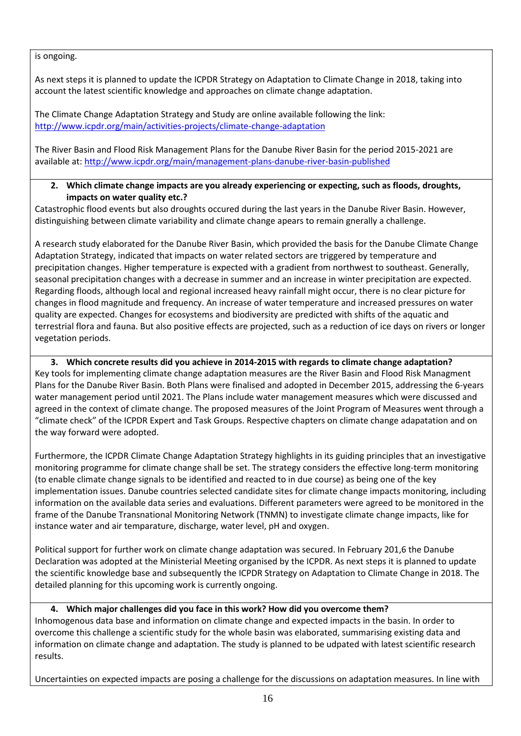is ongoing.

As next steps it is planned to update the ICPDR Strategy on Adaptation to Climate Change in 2018, taking into account the latest scientific knowledge and approaches on climate change adaptation.

The Climate Change Adaptation Strategy and Study are online available following the link: http://www.icpdr.org/main/activities-projects/climate-change-adaptation

The River Basin and Flood Risk Management Plans for the Danube River Basin for the period 2015-2021 are available at: http://www.icpdr.org/main/management-plans-danube-river-basin-published

**2. Which climate change impacts are you already experiencing or expecting, such as floods, droughts, impacts on water quality etc.?**

Catastrophic flood events but also droughts occured during the last years in the Danube River Basin. However, distinguishing between climate variability and climate change apears to remain gnerally a challenge.

A research study elaborated for the Danube River Basin, which provided the basis for the Danube Climate Change Adaptation Strategy, indicated that impacts on water related sectors are triggered by temperature and precipitation changes. Higher temperature is expected with a gradient from northwest to southeast. Generally, seasonal precipitation changes with a decrease in summer and an increase in winter precipitation are expected. Regarding floods, although local and regional increased heavy rainfall might occur, there is no clear picture for changes in flood magnitude and frequency. An increase of water temperature and increased pressures on water quality are expected. Changes for ecosystems and biodiversity are predicted with shifts of the aquatic and terrestrial flora and fauna. But also positive effects are projected, such as a reduction of ice days on rivers or longer vegetation periods.

**3. Which concrete results did you achieve in 2014-2015 with regards to climate change adaptation?**

Key tools for implementing climate change adaptation measures are the River Basin and Flood Risk Managment Plans for the Danube River Basin. Both Plans were finalised and adopted in December 2015, addressing the 6-years water management period until 2021. The Plans include water management measures which were discussed and agreed in the context of climate change. The proposed measures of the Joint Program of Measures went through a "climate check" of the ICPDR Expert and Task Groups. Respective chapters on climate change adapatation and on the way forward were adopted.

Furthermore, the ICPDR Climate Change Adaptation Strategy highlights in its guiding principles that an investigative monitoring programme for climate change shall be set. The strategy considers the effective long-term monitoring (to enable climate change signals to be identified and reacted to in due course) as being one of the key implementation issues. Danube countries selected candidate sites for climate change impacts monitoring, including information on the available data series and evaluations. Different parameters were agreed to be monitored in the frame of the Danube Transnational Monitoring Network (TNMN) to investigate climate change impacts, like for instance water and air temparature, discharge, water level, pH and oxygen.

Political support for further work on climate change adaptation was secured. In February 201,6 the Danube Declaration was adopted at the Ministerial Meeting organised by the ICPDR. As next steps it is planned to update the scientific knowledge base and subsequently the ICPDR Strategy on Adaptation to Climate Change in 2018. The detailed planning for this upcoming work is currently ongoing.

**4. Which major challenges did you face in this work? How did you overcome them?**

Inhomogenous data base and information on climate change and expected impacts in the basin. In order to overcome this challenge a scientific study for the whole basin was elaborated, summarising existing data and information on climate change and adaptation. The study is planned to be udpated with latest scientific research results.

Uncertainties on expected impacts are posing a challenge for the discussions on adaptation measures. In line with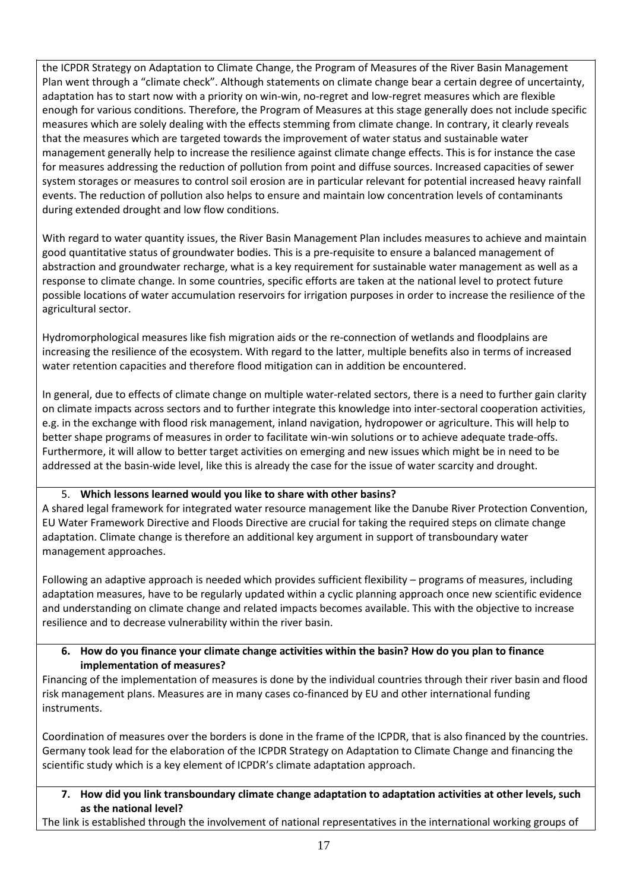the ICPDR Strategy on Adaptation to Climate Change, the Program of Measures of the River Basin Management Plan went through a "climate check". Although statements on climate change bear a certain degree of uncertainty, adaptation has to start now with a priority on win-win, no-regret and low-regret measures which are flexible enough for various conditions. Therefore, the Program of Measures at this stage generally does not include specific measures which are solely dealing with the effects stemming from climate change. In contrary, it clearly reveals that the measures which are targeted towards the improvement of water status and sustainable water management generally help to increase the resilience against climate change effects. This is for instance the case for measures addressing the reduction of pollution from point and diffuse sources. Increased capacities of sewer system storages or measures to control soil erosion are in particular relevant for potential increased heavy rainfall events. The reduction of pollution also helps to ensure and maintain low concentration levels of contaminants during extended drought and low flow conditions.

With regard to water quantity issues, the River Basin Management Plan includes measures to achieve and maintain good quantitative status of groundwater bodies. This is a pre-requisite to ensure a balanced management of abstraction and groundwater recharge, what is a key requirement for sustainable water management as well as a response to climate change. In some countries, specific efforts are taken at the national level to protect future possible locations of water accumulation reservoirs for irrigation purposes in order to increase the resilience of the agricultural sector.

Hydromorphological measures like fish migration aids or the re-connection of wetlands and floodplains are increasing the resilience of the ecosystem. With regard to the latter, multiple benefits also in terms of increased water retention capacities and therefore flood mitigation can in addition be encountered.

In general, due to effects of climate change on multiple water-related sectors, there is a need to further gain clarity on climate impacts across sectors and to further integrate this knowledge into inter-sectoral cooperation activities, e.g. in the exchange with flood risk management, inland navigation, hydropower or agriculture. This will help to better shape programs of measures in order to facilitate win-win solutions or to achieve adequate trade-offs. Furthermore, it will allow to better target activities on emerging and new issues which might be in need to be addressed at the basin-wide level, like this is already the case for the issue of water scarcity and drought.

5. **Which lessons learned would you like to share with other basins?**

A shared legal framework for integrated water resource management like the Danube River Protection Convention, EU Water Framework Directive and Floods Directive are crucial for taking the required steps on climate change adaptation. Climate change is therefore an additional key argument in support of transboundary water management approaches.

Following an adaptive approach is needed which provides sufficient flexibility – programs of measures, including adaptation measures, have to be regularly updated within a cyclic planning approach once new scientific evidence and understanding on climate change and related impacts becomes available. This with the objective to increase resilience and to decrease vulnerability within the river basin.

6. **How do you finance your climate change activities within the basin? How do you plan to finance implementation of measures?**

Financing of the implementation of measures is done by the individual countries through their river basin and flood risk management plans. Measures are in many cases co-financed by EU and other international funding instruments.

Coordination of measures over the borders is done in the frame of the ICPDR, that is also financed by the countries. Germany took lead for the elaboration of the ICPDR Strategy on Adaptation to Climate Change and financing the scientific study which is a key element of ICPDR's climate adaptation approach.

7. **How did you link transboundary climate change adaptation to adaptation activities at other levels, such as the national level?**

The link is established through the involvement of national representatives in the international working groups of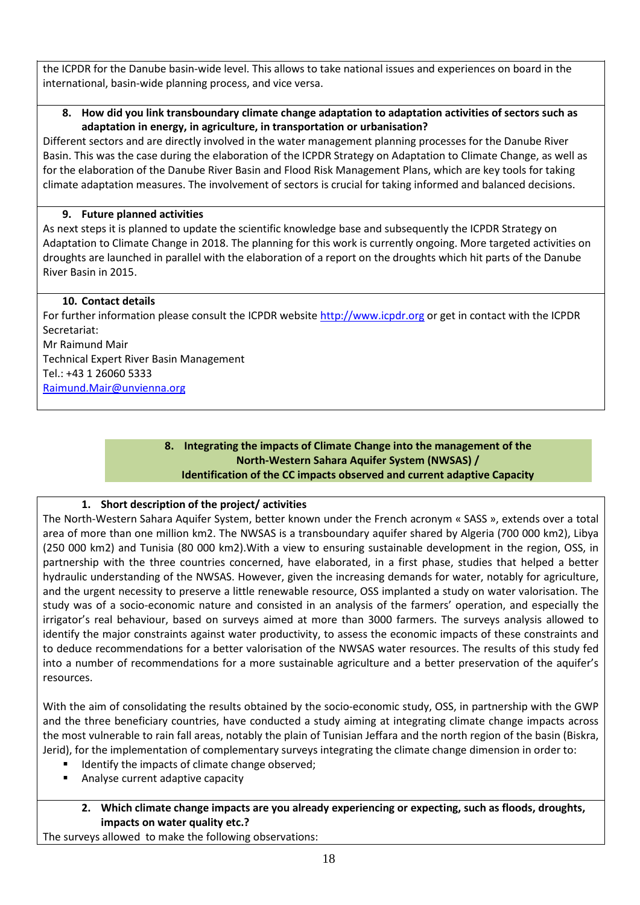the ICPDR for the Danube basin-wide level. This allows to take national issues and experiences on board in the international, basin-wide planning process, and vice versa.

**8. How did you link transboundary climate change adaptation to adaptation activities of sectors such as adaptation in energy, in agriculture, in transportation or urbanisation?**

Different sectors and are directly involved in the water management planning processes for the Danube River Basin. This was the case during the elaboration of the ICPDR Strategy on Adaptation to Climate Change, as well as for the elaboration of the Danube River Basin and Flood Risk Management Plans, which are key tools for taking climate adaptation measures. The involvement of sectors is crucial for taking informed and balanced decisions.

**9. Future planned activities**

As next steps it is planned to update the scientific knowledge base and subsequently the ICPDR Strategy on Adaptation to Climate Change in 2018. The planning for this work is currently ongoing. More targeted activities on droughts are launched in parallel with the elaboration of a report on the droughts which hit parts of the Danube River Basin in 2015.

**10. Contact details**

For further information please consult the ICPDR website http://www.icpdr.org or get in contact with the ICPDR Secretariat:
Mr Raimund Mair
Technical Expert River Basin Management
Tel.: +43 1 26060 5333
Raimund.Mair@unvienna.org

## 8. Integrating the impacts of Climate Change into the management of the North-Western Sahara Aquifer System (NWSAS) / Identification of the CC impacts observed and current adaptive Capacity

**1. Short description of the project/ activities**

The North-Western Sahara Aquifer System, better known under the French acronym « SASS », extends over a total area of more than one million km2. The NWSAS is a transboundary aquifer shared by Algeria (700 000 km2), Libya (250 000 km2) and Tunisia (80 000 km2).With a view to ensuring sustainable development in the region, OSS, in partnership with the three countries concerned, have elaborated, in a first phase, studies that helped a better hydraulic understanding of the NWSAS. However, given the increasing demands for water, notably for agriculture, and the urgent necessity to preserve a little renewable resource, OSS implanted a study on water valorisation. The study was of a socio-economic nature and consisted in an analysis of the farmers' operation, and especially the irrigator's real behaviour, based on surveys aimed at more than 3000 farmers. The surveys analysis allowed to identify the major constraints against water productivity, to assess the economic impacts of these constraints and to deduce recommendations for a better valorisation of the NWSAS water resources. The results of this study fed into a number of recommendations for a more sustainable agriculture and a better preservation of the aquifer's resources.

With the aim of consolidating the results obtained by the socio-economic study, OSS, in partnership with the GWP and the three beneficiary countries, have conducted a study aiming at integrating climate change impacts across the most vulnerable to rain fall areas, notably the plain of Tunisian Jeffara and the north region of the basin (Biskra, Jerid), for the implementation of complementary surveys integrating the climate change dimension in order to:

- Identify the impacts of climate change observed;
- Analyse current adaptive capacity

**2. Which climate change impacts are you already experiencing or expecting, such as floods, droughts, impacts on water quality etc.?**

The surveys allowed to make the following observations: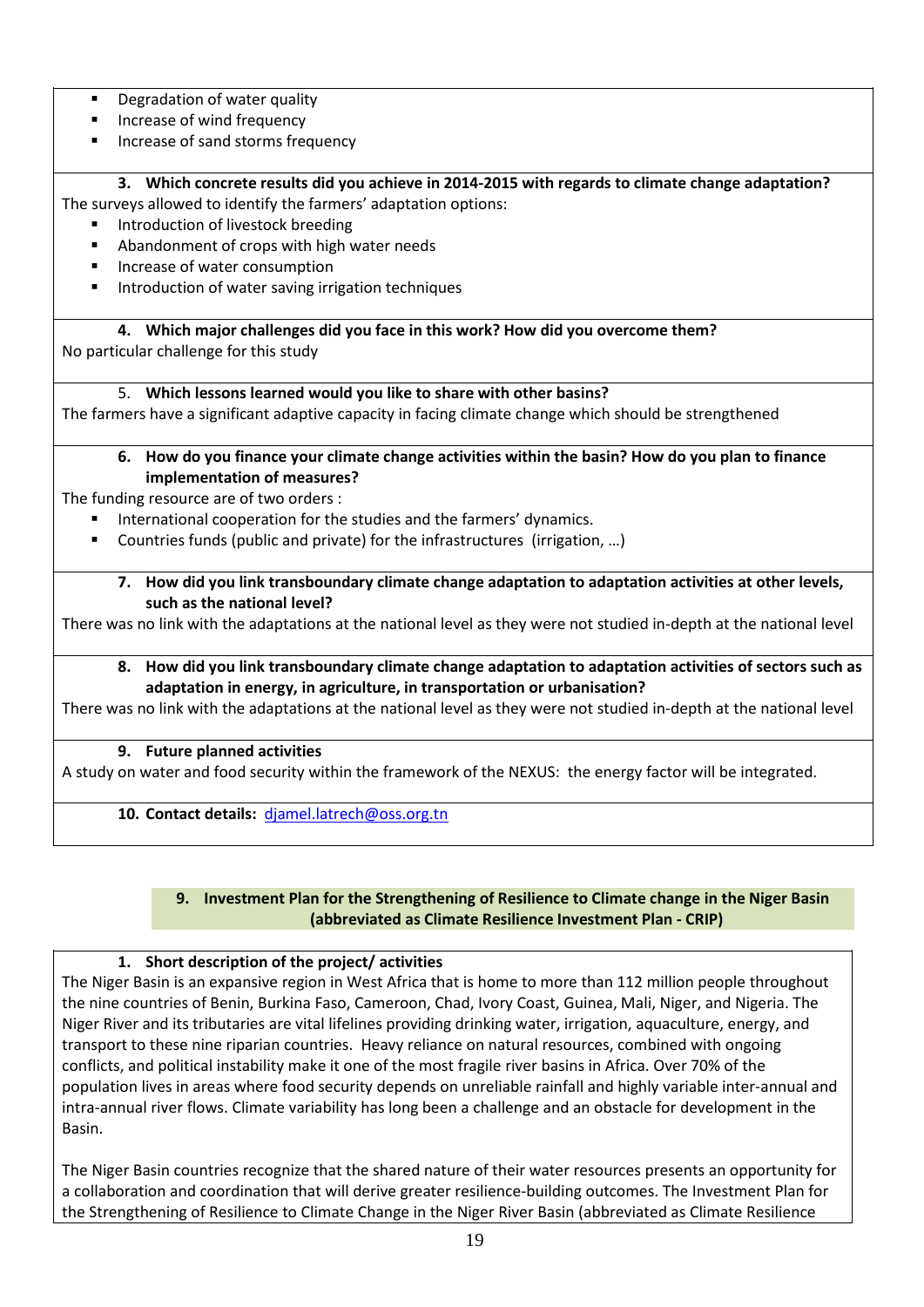- Degradation of water quality
- Increase of wind frequency
- Increase of sand storms frequency

**3. Which concrete results did you achieve in 2014-2015 with regards to climate change adaptation?**

The surveys allowed to identify the farmers' adaptation options:

- Introduction of livestock breeding
- Abandonment of crops with high water needs
- Increase of water consumption
- Introduction of water saving irrigation techniques

**4. Which major challenges did you face in this work? How did you overcome them?**

No particular challenge for this study

**5. Which lessons learned would you like to share with other basins?**

The farmers have a significant adaptive capacity in facing climate change which should be strengthened

**6. How do you finance your climate change activities within the basin? How do you plan to finance implementation of measures?**

The funding resource are of two orders :

- International cooperation for the studies and the farmers' dynamics.
- Countries funds (public and private) for the infrastructures (irrigation, …)

**7. How did you link transboundary climate change adaptation to adaptation activities at other levels, such as the national level?**

There was no link with the adaptations at the national level as they were not studied in-depth at the national level

**8. How did you link transboundary climate change adaptation to adaptation activities of sectors such as adaptation in energy, in agriculture, in transportation or urbanisation?**

There was no link with the adaptations at the national level as they were not studied in-depth at the national level

**9. Future planned activities**

A study on water and food security within the framework of the NEXUS: the energy factor will be integrated.

**10. Contact details:** djamel.latrech@oss.org.tn

## 9. Investment Plan for the Strengthening of Resilience to Climate change in the Niger Basin (abbreviated as Climate Resilience Investment Plan - CRIP)

**1. Short description of the project/ activities**

The Niger Basin is an expansive region in West Africa that is home to more than 112 million people throughout the nine countries of Benin, Burkina Faso, Cameroon, Chad, Ivory Coast, Guinea, Mali, Niger, and Nigeria. The Niger River and its tributaries are vital lifelines providing drinking water, irrigation, aquaculture, energy, and transport to these nine riparian countries. Heavy reliance on natural resources, combined with ongoing conflicts, and political instability make it one of the most fragile river basins in Africa. Over 70% of the population lives in areas where food security depends on unreliable rainfall and highly variable inter-annual and intra-annual river flows. Climate variability has long been a challenge and an obstacle for development in the Basin.

The Niger Basin countries recognize that the shared nature of their water resources presents an opportunity for a collaboration and coordination that will derive greater resilience-building outcomes. The Investment Plan for the Strengthening of Resilience to Climate Change in the Niger River Basin (abbreviated as Climate Resilience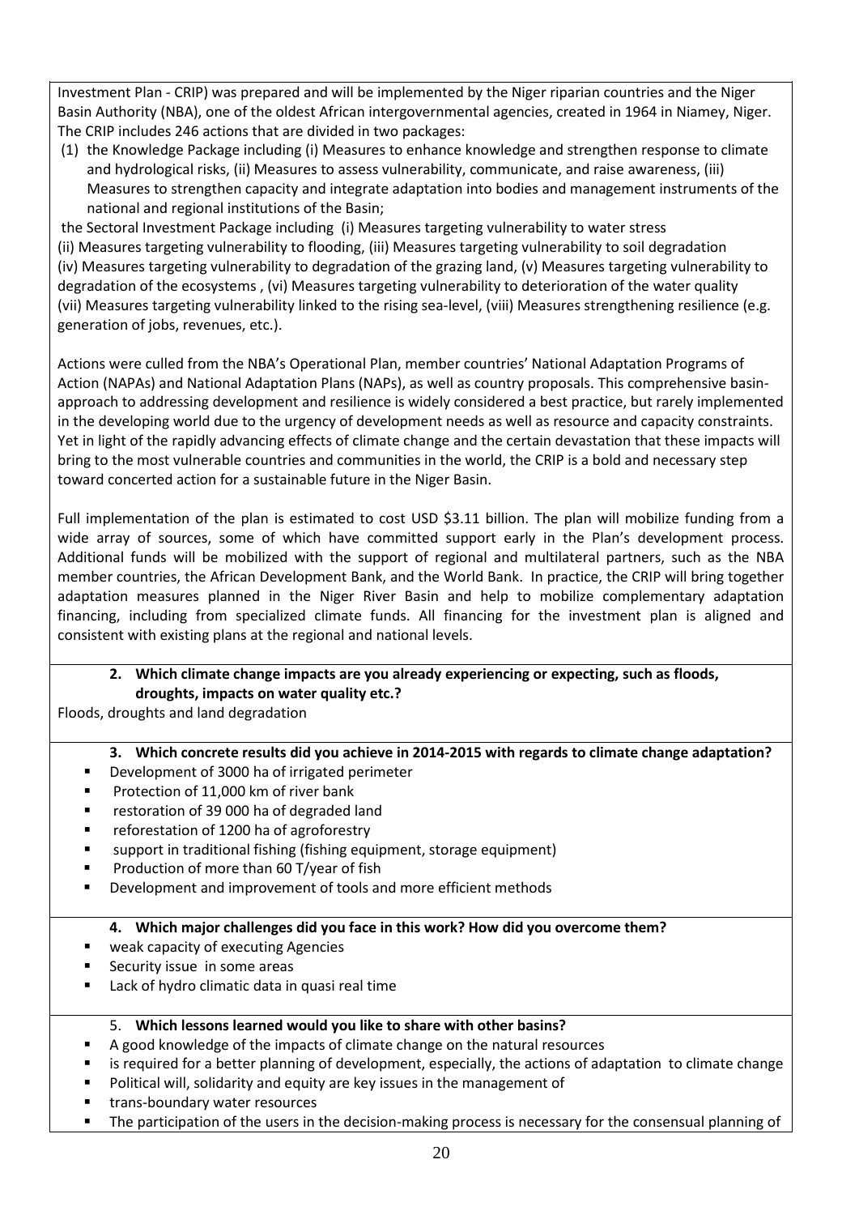Investment Plan - CRIP) was prepared and will be implemented by the Niger riparian countries and the Niger Basin Authority (NBA), one of the oldest African intergovernmental agencies, created in 1964 in Niamey, Niger. The CRIP includes 246 actions that are divided in two packages:

(1) the Knowledge Package including (i) Measures to enhance knowledge and strengthen response to climate and hydrological risks, (ii) Measures to assess vulnerability, communicate, and raise awareness, (iii) Measures to strengthen capacity and integrate adaptation into bodies and management instruments of the national and regional institutions of the Basin;

the Sectoral Investment Package including (i) Measures targeting vulnerability to water stress (ii) Measures targeting vulnerability to flooding, (iii) Measures targeting vulnerability to soil degradation (iv) Measures targeting vulnerability to degradation of the grazing land, (v) Measures targeting vulnerability to degradation of the ecosystems , (vi) Measures targeting vulnerability to deterioration of the water quality (vii) Measures targeting vulnerability linked to the rising sea-level, (viii) Measures strengthening resilience (e.g. generation of jobs, revenues, etc.).

Actions were culled from the NBA's Operational Plan, member countries' National Adaptation Programs of Action (NAPAs) and National Adaptation Plans (NAPs), as well as country proposals. This comprehensive basin-approach to addressing development and resilience is widely considered a best practice, but rarely implemented in the developing world due to the urgency of development needs as well as resource and capacity constraints. Yet in light of the rapidly advancing effects of climate change and the certain devastation that these impacts will bring to the most vulnerable countries and communities in the world, the CRIP is a bold and necessary step toward concerted action for a sustainable future in the Niger Basin.

Full implementation of the plan is estimated to cost USD $3.11 billion. The plan will mobilize funding from a wide array of sources, some of which have committed support early in the Plan's development process. Additional funds will be mobilized with the support of regional and multilateral partners, such as the NBA member countries, the African Development Bank, and the World Bank. In practice, the CRIP will bring together adaptation measures planned in the Niger River Basin and help to mobilize complementary adaptation financing, including from specialized climate funds. All financing for the investment plan is aligned and consistent with existing plans at the regional and national levels.

**2. Which climate change impacts are you already experiencing or expecting, such as floods, droughts, impacts on water quality etc.?**

Floods, droughts and land degradation

**3. Which concrete results did you achieve in 2014-2015 with regards to climate change adaptation?**

- Development of 3000 ha of irrigated perimeter
- Protection of 11,000 km of river bank
- restoration of 39 000 ha of degraded land
- reforestation of 1200 ha of agroforestry
- support in traditional fishing (fishing equipment, storage equipment)
- Production of more than 60 T/year of fish
- Development and improvement of tools and more efficient methods

**4. Which major challenges did you face in this work? How did you overcome them?**

- weak capacity of executing Agencies
- Security issue in some areas
- Lack of hydro climatic data in quasi real time

5. **Which lessons learned would you like to share with other basins?**

- A good knowledge of the impacts of climate change on the natural resources
- is required for a better planning of development, especially, the actions of adaptation to climate change
- Political will, solidarity and equity are key issues in the management of
- trans-boundary water resources
- The participation of the users in the decision-making process is necessary for the consensual planning of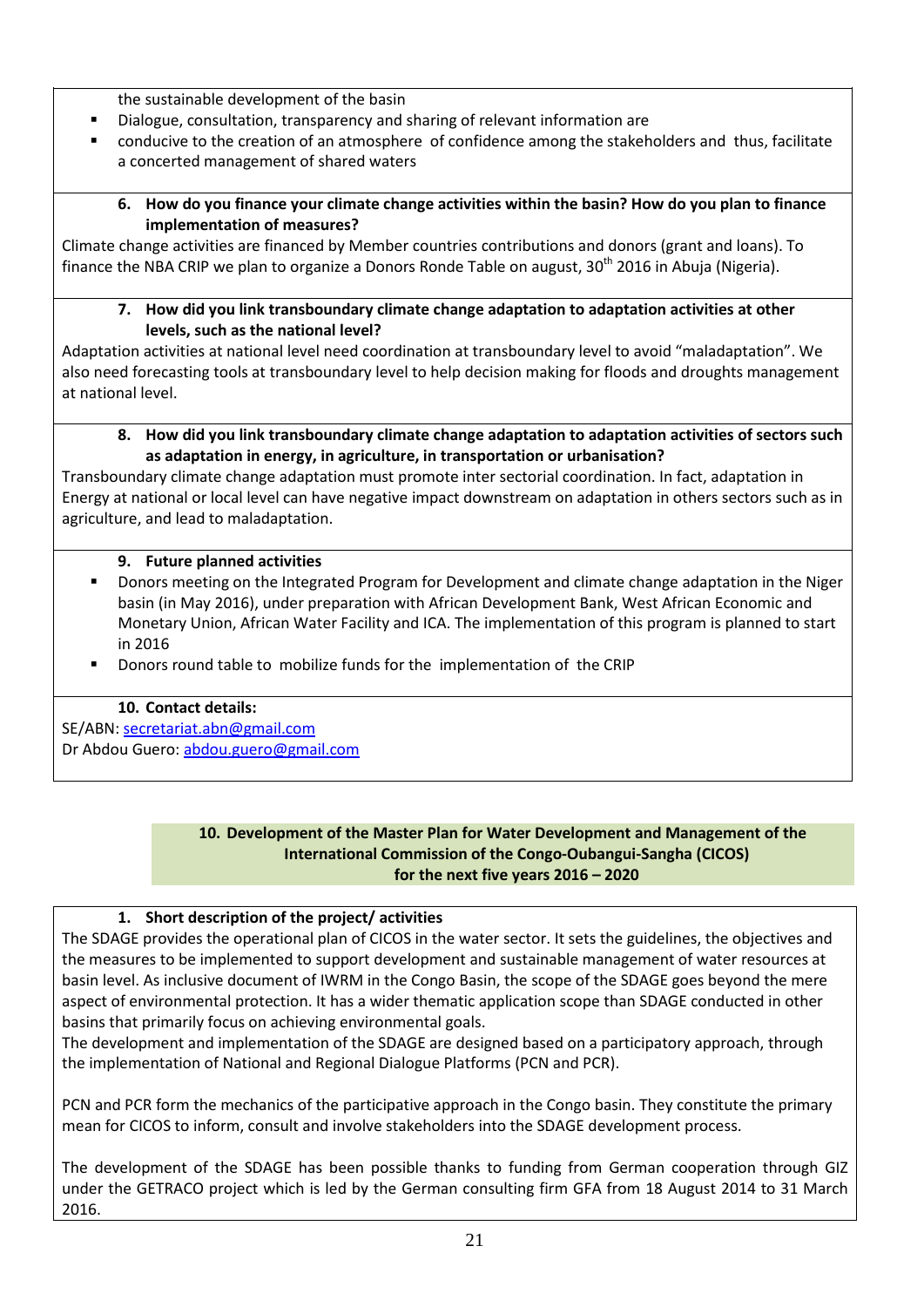the sustainable development of the basin

- Dialogue, consultation, transparency and sharing of relevant information are
- conducive to the creation of an atmosphere of confidence among the stakeholders and thus, facilitate a concerted management of shared waters

**6. How do you finance your climate change activities within the basin? How do you plan to finance implementation of measures?**

Climate change activities are financed by Member countries contributions and donors (grant and loans). To finance the NBA CRIP we plan to organize a Donors Ronde Table on august, 30[th] 2016 in Abuja (Nigeria).

**7. How did you link transboundary climate change adaptation to adaptation activities at other levels, such as the national level?**

Adaptation activities at national level need coordination at transboundary level to avoid "maladaptation". We also need forecasting tools at transboundary level to help decision making for floods and droughts management at national level.

**8. How did you link transboundary climate change adaptation to adaptation activities of sectors such as adaptation in energy, in agriculture, in transportation or urbanisation?**

Transboundary climate change adaptation must promote inter sectorial coordination. In fact, adaptation in Energy at national or local level can have negative impact downstream on adaptation in others sectors such as in agriculture, and lead to maladaptation.

**9. Future planned activities**

- Donors meeting on the Integrated Program for Development and climate change adaptation in the Niger basin (in May 2016), under preparation with African Development Bank, West African Economic and Monetary Union, African Water Facility and ICA. The implementation of this program is planned to start in 2016
- Donors round table to mobilize funds for the implementation of the CRIP

**10. Contact details:**

SE/ABN: secretariat.abn@gmail.com
Dr Abdou Guero: abdou.guero@gmail.com

## 10. Development of the Master Plan for Water Development and Management of the International Commission of the Congo-Oubangui-Sangha (CICOS) for the next five years 2016 – 2020

**1. Short description of the project/ activities**

The SDAGE provides the operational plan of CICOS in the water sector. It sets the guidelines, the objectives and the measures to be implemented to support development and sustainable management of water resources at basin level. As inclusive document of IWRM in the Congo Basin, the scope of the SDAGE goes beyond the mere aspect of environmental protection. It has a wider thematic application scope than SDAGE conducted in other basins that primarily focus on achieving environmental goals.

The development and implementation of the SDAGE are designed based on a participatory approach, through the implementation of National and Regional Dialogue Platforms (PCN and PCR).

PCN and PCR form the mechanics of the participative approach in the Congo basin. They constitute the primary mean for CICOS to inform, consult and involve stakeholders into the SDAGE development process.

The development of the SDAGE has been possible thanks to funding from German cooperation through GIZ under the GETRACO project which is led by the German consulting firm GFA from 18 August 2014 to 31 March 2016.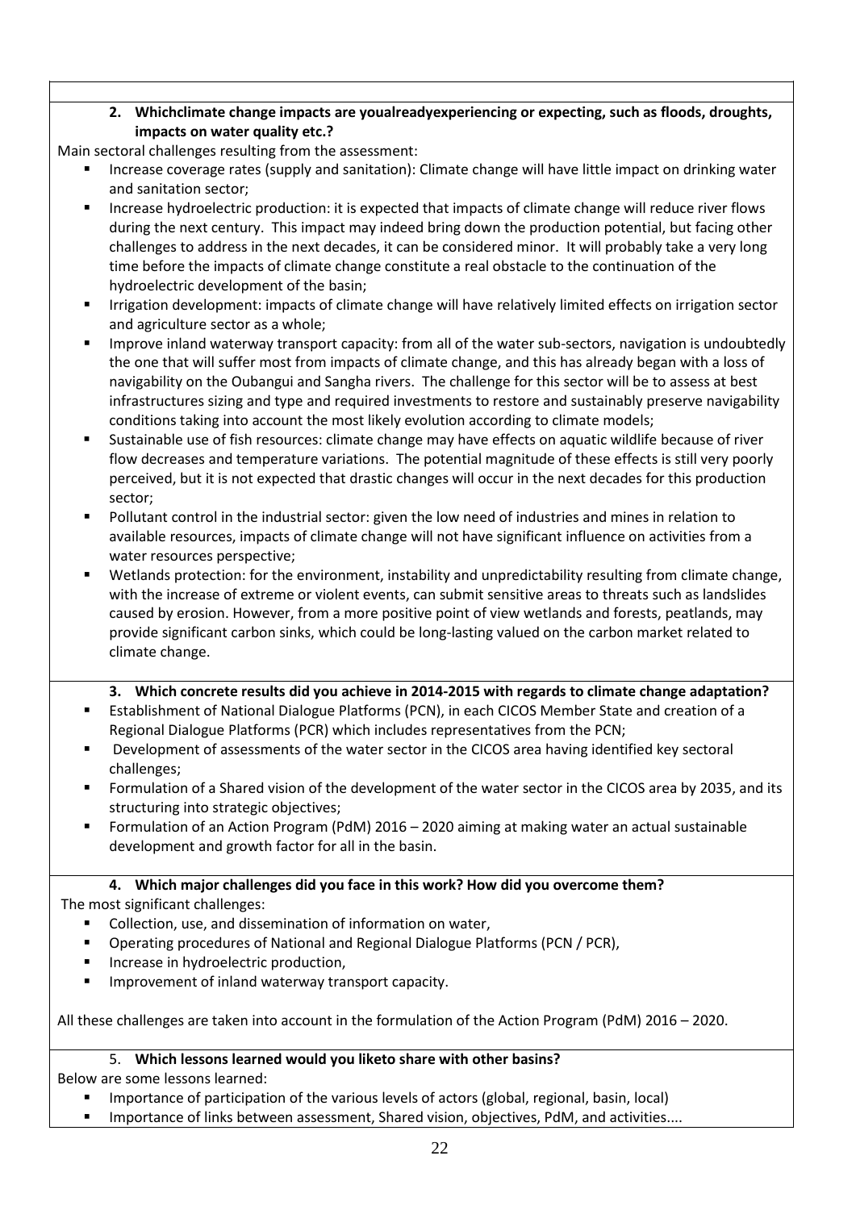**2. Whichclimate change impacts are youalreadyexperiencing or expecting, such as floods, droughts, impacts on water quality etc.?**

Main sectoral challenges resulting from the assessment:

- Increase coverage rates (supply and sanitation): Climate change will have little impact on drinking water and sanitation sector;
- Increase hydroelectric production: it is expected that impacts of climate change will reduce river flows during the next century. This impact may indeed bring down the production potential, but facing other challenges to address in the next decades, it can be considered minor. It will probably take a very long time before the impacts of climate change constitute a real obstacle to the continuation of the hydroelectric development of the basin;
- Irrigation development: impacts of climate change will have relatively limited effects on irrigation sector and agriculture sector as a whole;
- Improve inland waterway transport capacity: from all of the water sub-sectors, navigation is undoubtedly the one that will suffer most from impacts of climate change, and this has already began with a loss of navigability on the Oubangui and Sangha rivers. The challenge for this sector will be to assess at best infrastructures sizing and type and required investments to restore and sustainably preserve navigability conditions taking into account the most likely evolution according to climate models;
- Sustainable use of fish resources: climate change may have effects on aquatic wildlife because of river flow decreases and temperature variations. The potential magnitude of these effects is still very poorly perceived, but it is not expected that drastic changes will occur in the next decades for this production sector;
- Pollutant control in the industrial sector: given the low need of industries and mines in relation to available resources, impacts of climate change will not have significant influence on activities from a water resources perspective;
- Wetlands protection: for the environment, instability and unpredictability resulting from climate change, with the increase of extreme or violent events, can submit sensitive areas to threats such as landslides caused by erosion. However, from a more positive point of view wetlands and forests, peatlands, may provide significant carbon sinks, which could be long-lasting valued on the carbon market related to climate change.

**3. Which concrete results did you achieve in 2014-2015 with regards to climate change adaptation?**

- Establishment of National Dialogue Platforms (PCN), in each CICOS Member State and creation of a Regional Dialogue Platforms (PCR) which includes representatives from the PCN;
- Development of assessments of the water sector in the CICOS area having identified key sectoral challenges;
- Formulation of a Shared vision of the development of the water sector in the CICOS area by 2035, and its structuring into strategic objectives;
- Formulation of an Action Program (PdM) 2016 – 2020 aiming at making water an actual sustainable development and growth factor for all in the basin.

**4. Which major challenges did you face in this work? How did you overcome them?**

The most significant challenges:

- Collection, use, and dissemination of information on water,
- Operating procedures of National and Regional Dialogue Platforms (PCN / PCR),
- Increase in hydroelectric production,
- Improvement of inland waterway transport capacity.

All these challenges are taken into account in the formulation of the Action Program (PdM) 2016 – 2020.

5. **Which lessons learned would you liketo share with other basins?**

Below are some lessons learned:

- Importance of participation of the various levels of actors (global, regional, basin, local)
- Importance of links between assessment, Shared vision, objectives, PdM, and activities....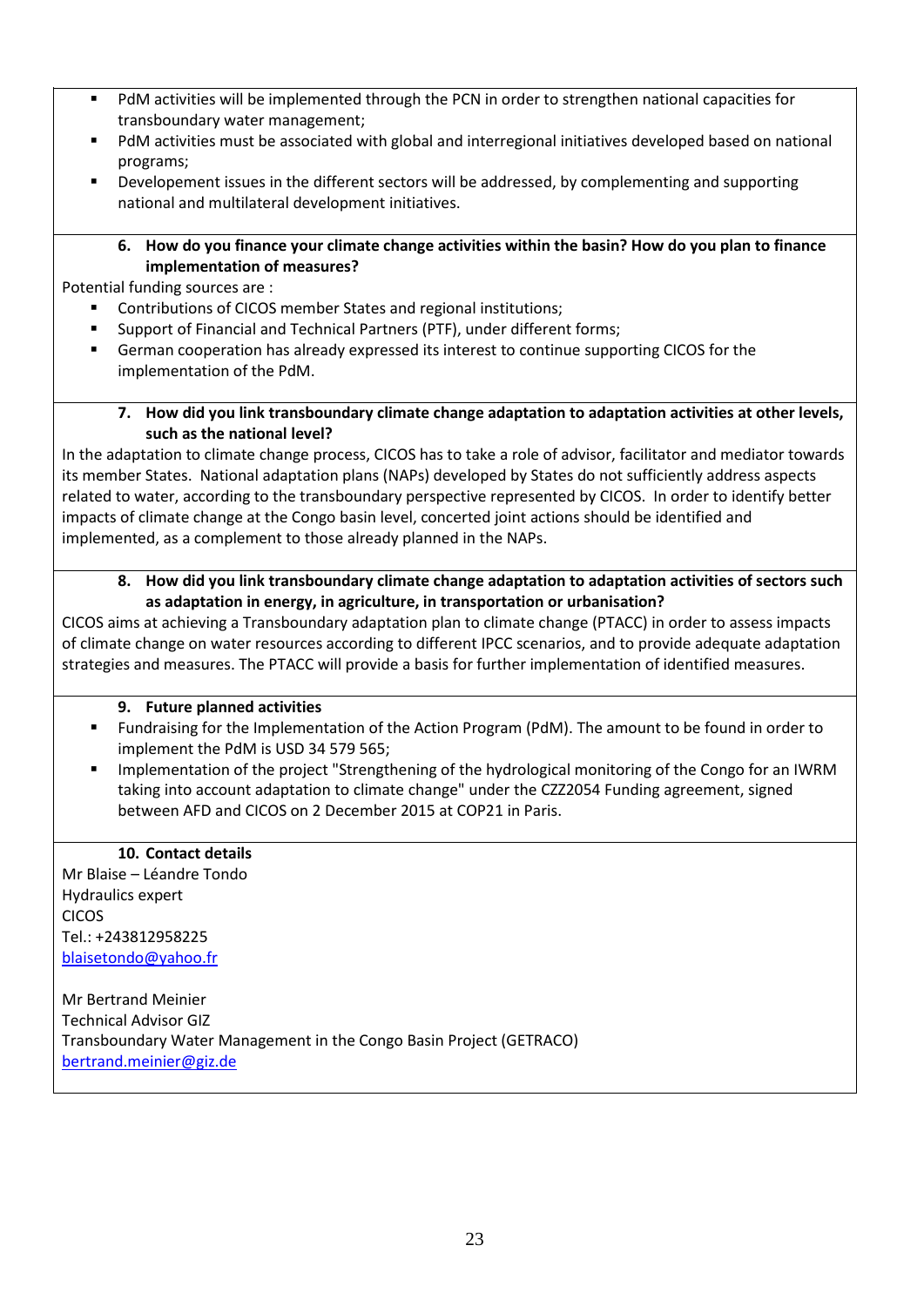- PdM activities will be implemented through the PCN in order to strengthen national capacities for transboundary water management;
- PdM activities must be associated with global and interregional initiatives developed based on national programs;
- Developement issues in the different sectors will be addressed, by complementing and supporting national and multilateral development initiatives.

**6. How do you finance your climate change activities within the basin? How do you plan to finance implementation of measures?**

Potential funding sources are :

- Contributions of CICOS member States and regional institutions;
- Support of Financial and Technical Partners (PTF), under different forms;
- German cooperation has already expressed its interest to continue supporting CICOS for the implementation of the PdM.

**7. How did you link transboundary climate change adaptation to adaptation activities at other levels, such as the national level?**

In the adaptation to climate change process, CICOS has to take a role of advisor, facilitator and mediator towards its member States. National adaptation plans (NAPs) developed by States do not sufficiently address aspects related to water, according to the transboundary perspective represented by CICOS. In order to identify better impacts of climate change at the Congo basin level, concerted joint actions should be identified and implemented, as a complement to those already planned in the NAPs.

**8. How did you link transboundary climate change adaptation to adaptation activities of sectors such as adaptation in energy, in agriculture, in transportation or urbanisation?**

CICOS aims at achieving a Transboundary adaptation plan to climate change (PTACC) in order to assess impacts of climate change on water resources according to different IPCC scenarios, and to provide adequate adaptation strategies and measures. The PTACC will provide a basis for further implementation of identified measures.

**9. Future planned activities**

- Fundraising for the Implementation of the Action Program (PdM). The amount to be found in order to implement the PdM is USD 34 579 565;
- Implementation of the project "Strengthening of the hydrological monitoring of the Congo for an IWRM taking into account adaptation to climate change" under the CZZ2054 Funding agreement, signed between AFD and CICOS on 2 December 2015 at COP21 in Paris.

**10. Contact details**

Mr Blaise – Léandre Tondo
Hydraulics expert
CICOS
Tel.: +243812958225
blaisetondo@yahoo.fr

Mr Bertrand Meinier
Technical Advisor GIZ
Transboundary Water Management in the Congo Basin Project (GETRACO)
bertrand.meinier@giz.de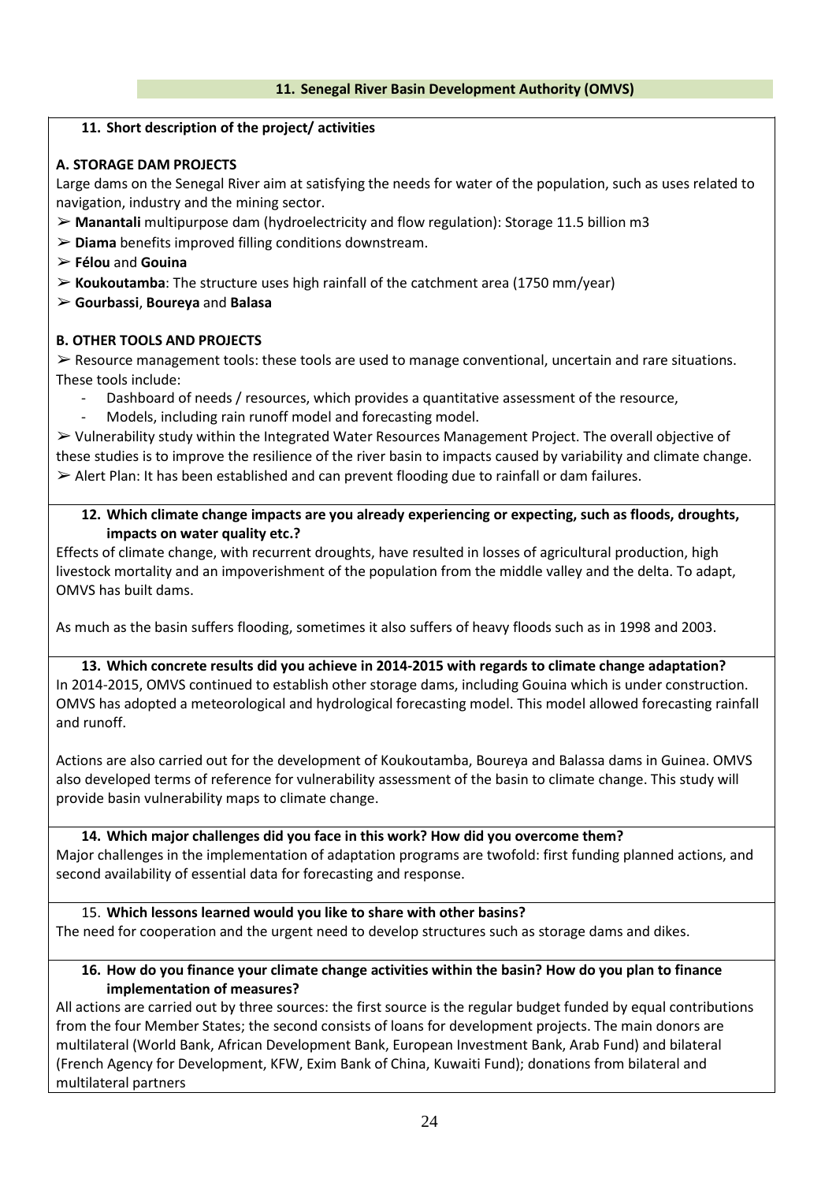## 11. Senegal River Basin Development Authority (OMVS)

### 11. Short description of the project/ activities

**A. STORAGE DAM PROJECTS**

Large dams on the Senegal River aim at satisfying the needs for water of the population, such as uses related to navigation, industry and the mining sector.

- ➢ **Manantali** multipurpose dam (hydroelectricity and flow regulation): Storage 11.5 billion m3
- ➢ **Diama** benefits improved filling conditions downstream.
- ➢ **Félou** and **Gouina**
- ➢ **Koukoutamba**: The structure uses high rainfall of the catchment area (1750 mm/year)
- ➢ **Gourbassi**, **Boureya** and **Balasa**

**B. OTHER TOOLS AND PROJECTS**

➢ Resource management tools: these tools are used to manage conventional, uncertain and rare situations. These tools include:

- Dashboard of needs / resources, which provides a quantitative assessment of the resource,
- Models, including rain runoff model and forecasting model.

➢ Vulnerability study within the Integrated Water Resources Management Project. The overall objective of these studies is to improve the resilience of the river basin to impacts caused by variability and climate change.

➢ Alert Plan: It has been established and can prevent flooding due to rainfall or dam failures.

### 12. Which climate change impacts are you already experiencing or expecting, such as floods, droughts, impacts on water quality etc.?

Effects of climate change, with recurrent droughts, have resulted in losses of agricultural production, high livestock mortality and an impoverishment of the population from the middle valley and the delta. To adapt, OMVS has built dams.

As much as the basin suffers flooding, sometimes it also suffers of heavy floods such as in 1998 and 2003.

### 13. Which concrete results did you achieve in 2014-2015 with regards to climate change adaptation?

In 2014-2015, OMVS continued to establish other storage dams, including Gouina which is under construction. OMVS has adopted a meteorological and hydrological forecasting model. This model allowed forecasting rainfall and runoff.

Actions are also carried out for the development of Koukoutamba, Boureya and Balassa dams in Guinea. OMVS also developed terms of reference for vulnerability assessment of the basin to climate change. This study will provide basin vulnerability maps to climate change.

### 14. Which major challenges did you face in this work? How did you overcome them?

Major challenges in the implementation of adaptation programs are twofold: first funding planned actions, and second availability of essential data for forecasting and response.

### 15. Which lessons learned would you like to share with other basins?

The need for cooperation and the urgent need to develop structures such as storage dams and dikes.

### 16. How do you finance your climate change activities within the basin? How do you plan to finance implementation of measures?

All actions are carried out by three sources: the first source is the regular budget funded by equal contributions from the four Member States; the second consists of loans for development projects. The main donors are multilateral (World Bank, African Development Bank, European Investment Bank, Arab Fund) and bilateral (French Agency for Development, KFW, Exim Bank of China, Kuwaiti Fund); donations from bilateral and multilateral partners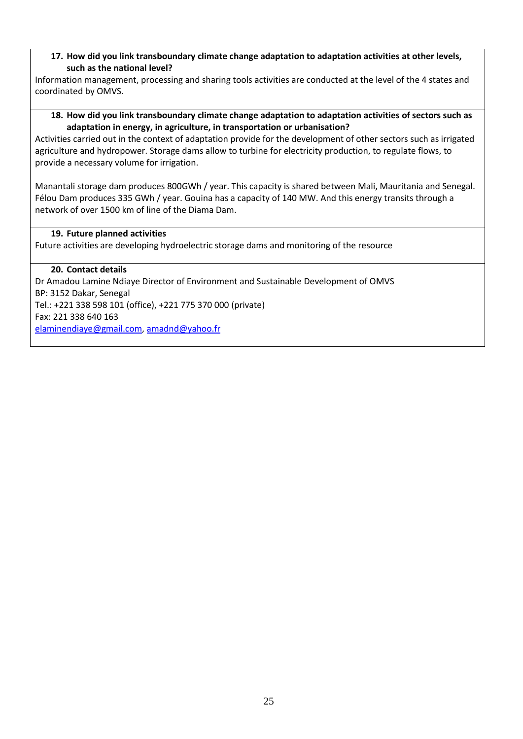**17. How did you link transboundary climate change adaptation to adaptation activities at other levels, such as the national level?**

Information management, processing and sharing tools activities are conducted at the level of the 4 states and coordinated by OMVS.

**18. How did you link transboundary climate change adaptation to adaptation activities of sectors such as adaptation in energy, in agriculture, in transportation or urbanisation?**

Activities carried out in the context of adaptation provide for the development of other sectors such as irrigated agriculture and hydropower. Storage dams allow to turbine for electricity production, to regulate flows, to provide a necessary volume for irrigation.

Manantali storage dam produces 800GWh / year. This capacity is shared between Mali, Mauritania and Senegal. Félou Dam produces 335 GWh / year. Gouina has a capacity of 140 MW. And this energy transits through a network of over 1500 km of line of the Diama Dam.

**19. Future planned activities**

Future activities are developing hydroelectric storage dams and monitoring of the resource

**20. Contact details**

Dr Amadou Lamine Ndiaye Director of Environment and Sustainable Development of OMVS
BP: 3152 Dakar, Senegal
Tel.: +221 338 598 101 (office), +221 775 370 000 (private)
Fax: 221 338 640 163
elaminendiaye@gmail.com, amadnd@yahoo.fr